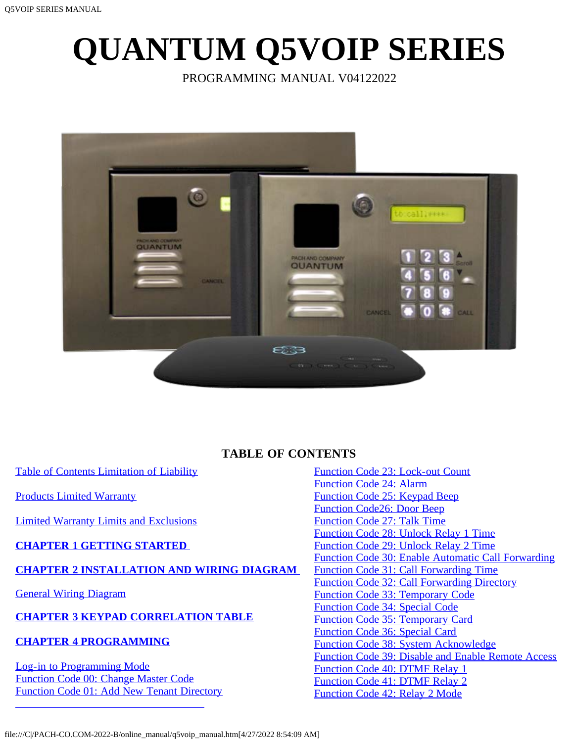# QUANTUM Q5VOIP SERIES

PROGRAMMING MANUAL V04122022

## TABLE OF CONTENTS

Table of Contents Limitation of Liability

Products Limited Warranty

Limited Warranty Limits and Exclusions

**CHAPTER 1 GETTING STARTED**

**CHAPTER 2 INSTALLATION AND WIRING DIAGRAM**

General Wiring Diagram

**CHAPTER 3 KEYPAD CORRELATION TABLE**

**CHAPTER 4 PROGRAMMING**

Log-in to Programming Mode
Function Code 00: Change Master Code
Function Code 01: Add New Tenant Directory

Function Code 23: Lock-out Count
Function Code 24: Alarm
Function Code 25: Keypad Beep
Function Code26: Door Beep
Function Code 27: Talk Time
Function Code 28: Unlock Relay 1 Time
Function Code 29: Unlock Relay 2 Time
Function Code 30: Enable Automatic Call Forwarding
Function Code 31: Call Forwarding Time
Function Code 32: Call Forwarding Directory
Function Code 33: Temporary Code
Function Code 34: Special Code
Function Code 35: Temporary Card
Function Code 36: Special Card
Function Code 38: System Acknowledge
Function Code 39: Disable and Enable Remote Access
Function Code 40: DTMF Relay 1
Function Code 41: DTMF Relay 2
Function Code 42: Relay 2 Mode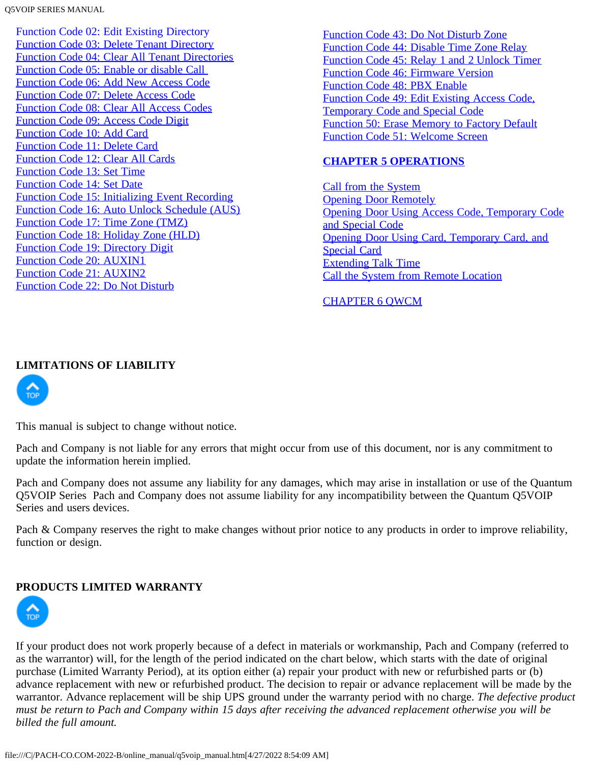Function Code 02: Edit Existing Directory
Function Code 03: Delete Tenant Directory
Function Code 04: Clear All Tenant Directories
Function Code 05: Enable or disable Call
Function Code 06: Add New Access Code
Function Code 07: Delete Access Code
Function Code 08: Clear All Access Codes
Function Code 09: Access Code Digit
Function Code 10: Add Card
Function Code 11: Delete Card
Function Code 12: Clear All Cards
Function Code 13: Set Time
Function Code 14: Set Date
Function Code 15: Initializing Event Recording
Function Code 16: Auto Unlock Schedule (AUS)
Function Code 17: Time Zone (TMZ)
Function Code 18: Holiday Zone (HLD)
Function Code 19: Directory Digit
Function Code 20: AUXIN1
Function Code 21: AUXIN2
Function Code 22: Do Not Disturb
Function Code 43: Do Not Disturb Zone
Function Code 44: Disable Time Zone Relay
Function Code 45: Relay 1 and 2 Unlock Timer
Function Code 46: Firmware Version
Function Code 48: PBX Enable
Function Code 49: Edit Existing Access Code, Temporary Code and Special Code
Function 50: Erase Memory to Factory Default
Function Code 51: Welcome Screen

**CHAPTER 5 OPERATIONS**

Call from the System
Opening Door Remotely
Opening Door Using Access Code, Temporary Code and Special Code
Opening Door Using Card, Temporary Card, and Special Card
Extending Talk Time
Call the System from Remote Location

CHAPTER 6 QWCM

## LIMITATIONS OF LIABILITY

This manual is subject to change without notice.

Pach and Company is not liable for any errors that might occur from use of this document, nor is any commitment to update the information herein implied.

Pach and Company does not assume any liability for any damages, which may arise in installation or use of the Quantum Q5VOIP Series  Pach and Company does not assume liability for any incompatibility between the Quantum Q5VOIP Series and users devices.

Pach & Company reserves the right to make changes without prior notice to any products in order to improve reliability, function or design.

## PRODUCTS LIMITED WARRANTY

If your product does not work properly because of a defect in materials or workmanship, Pach and Company (referred to as the warrantor) will, for the length of the period indicated on the chart below, which starts with the date of original purchase (Limited Warranty Period), at its option either (a) repair your product with new or refurbished parts or (b) advance replacement with new or refurbished product. The decision to repair or advance replacement will be made by the warrantor. Advance replacement will be ship UPS ground under the warranty period with no charge. *The defective product must be return to Pach and Company within 15 days after receiving the advanced replacement otherwise you will be billed the full amount.*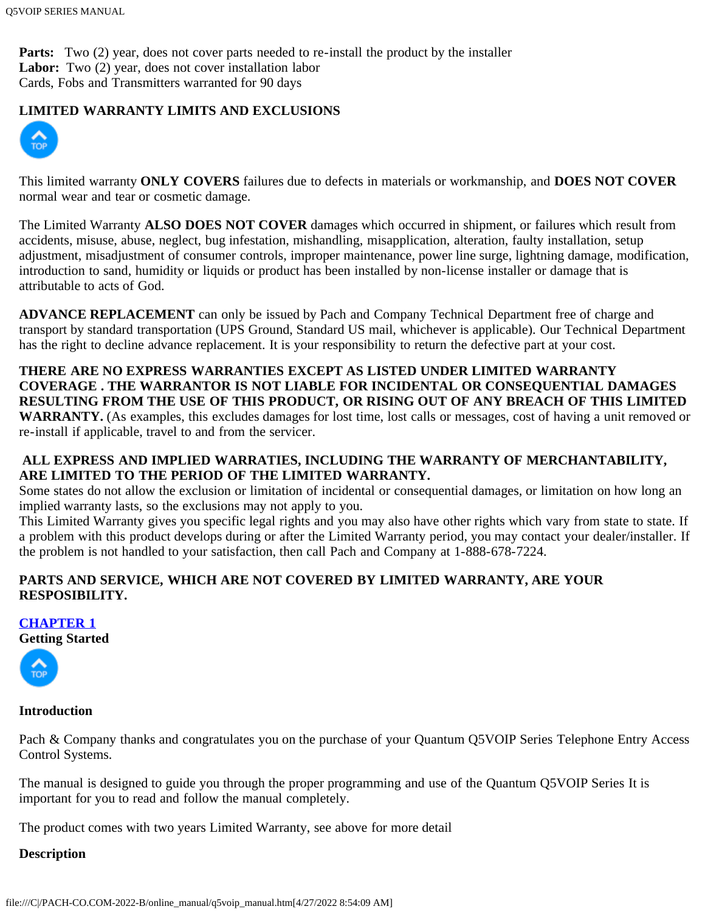**Parts:** Two (2) year, does not cover parts needed to re-install the product by the installer
**Labor:** Two (2) year, does not cover installation labor
Cards, Fobs and Transmitters warranted for 90 days

### LIMITED WARRANTY LIMITS AND EXCLUSIONS

This limited warranty **ONLY COVERS** failures due to defects in materials or workmanship, and **DOES NOT COVER** normal wear and tear or cosmetic damage.

The Limited Warranty **ALSO DOES NOT COVER** damages which occurred in shipment, or failures which result from accidents, misuse, abuse, neglect, bug infestation, mishandling, misapplication, alteration, faulty installation, setup adjustment, misadjustment of consumer controls, improper maintenance, power line surge, lightning damage, modification, introduction to sand, humidity or liquids or product has been installed by non-license installer or damage that is attributable to acts of God.

**ADVANCE REPLACEMENT** can only be issued by Pach and Company Technical Department free of charge and transport by standard transportation (UPS Ground, Standard US mail, whichever is applicable). Our Technical Department has the right to decline advance replacement. It is your responsibility to return the defective part at your cost.

**THERE ARE NO EXPRESS WARRANTIES EXCEPT AS LISTED UNDER LIMITED WARRANTY COVERAGE . THE WARRANTOR IS NOT LIABLE FOR INCIDENTAL OR CONSEQUENTIAL DAMAGES RESULTING FROM THE USE OF THIS PRODUCT, OR RISING OUT OF ANY BREACH OF THIS LIMITED WARRANTY.** (As examples, this excludes damages for lost time, lost calls or messages, cost of having a unit removed or re-install if applicable, travel to and from the servicer.

**ALL EXPRESS AND IMPLIED WARRATIES, INCLUDING THE WARRANTY OF MERCHANTABILITY, ARE LIMITED TO THE PERIOD OF THE LIMITED WARRANTY.**
Some states do not allow the exclusion or limitation of incidental or consequential damages, or limitation on how long an implied warranty lasts, so the exclusions may not apply to you.
This Limited Warranty gives you specific legal rights and you may also have other rights which vary from state to state. If a problem with this product develops during or after the Limited Warranty period, you may contact your dealer/installer. If the problem is not handled to your satisfaction, then call Pach and Company at 1-888-678-7224.

**PARTS AND SERVICE, WHICH ARE NOT COVERED BY LIMITED WARRANTY, ARE YOUR RESPOSIBILITY.**

## CHAPTER 1
## Getting Started

### Introduction

Pach & Company thanks and congratulates you on the purchase of your Quantum Q5VOIP Series Telephone Entry Access Control Systems.

The manual is designed to guide you through the proper programming and use of the Quantum Q5VOIP Series It is important for you to read and follow the manual completely.

The product comes with two years Limited Warranty, see above for more detail

### Description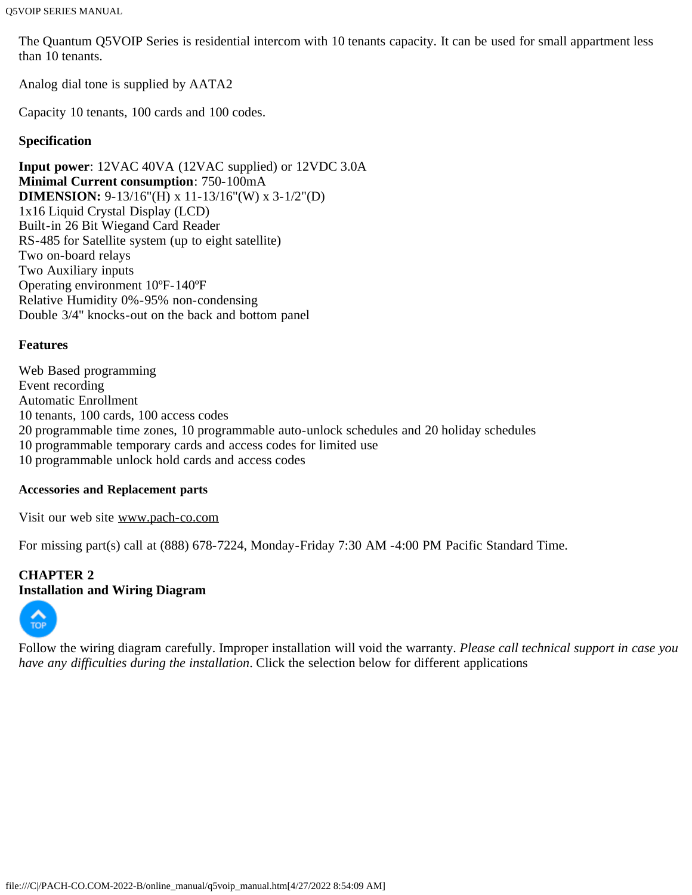The Quantum Q5VOIP Series is residential intercom with 10 tenants capacity. It can be used for small appartment less than 10 tenants.

Analog dial tone is supplied by AATA2

Capacity 10 tenants, 100 cards and 100 codes.

**Specification**

**Input power**: 12VAC 40VA (12VAC supplied) or 12VDC 3.0A
**Minimal Current consumption**: 750-100mA
**DIMENSION:** 9-13/16"(H) x 11-13/16"(W) x 3-1/2"(D)
1x16 Liquid Crystal Display (LCD)
Built-in 26 Bit Wiegand Card Reader
RS-485 for Satellite system (up to eight satellite)
Two on-board relays
Two Auxiliary inputs
Operating environment 10ºF-140ºF
Relative Humidity 0%-95% non-condensing
Double 3/4" knocks-out on the back and bottom panel

**Features**

Web Based programming
Event recording
Automatic Enrollment
10 tenants, 100 cards, 100 access codes
20 programmable time zones, 10 programmable auto-unlock schedules and 20 holiday schedules
10 programmable temporary cards and access codes for limited use
10 programmable unlock hold cards and access codes

**Accessories and Replacement parts**

Visit our web site www.pach-co.com

For missing part(s) call at (888) 678-7224, Monday-Friday 7:30 AM -4:00 PM Pacific Standard Time.

## CHAPTER 2
## Installation and Wiring Diagram

Follow the wiring diagram carefully. Improper installation will void the warranty. *Please call technical support in case you have any difficulties during the installation*. Click the selection below for different applications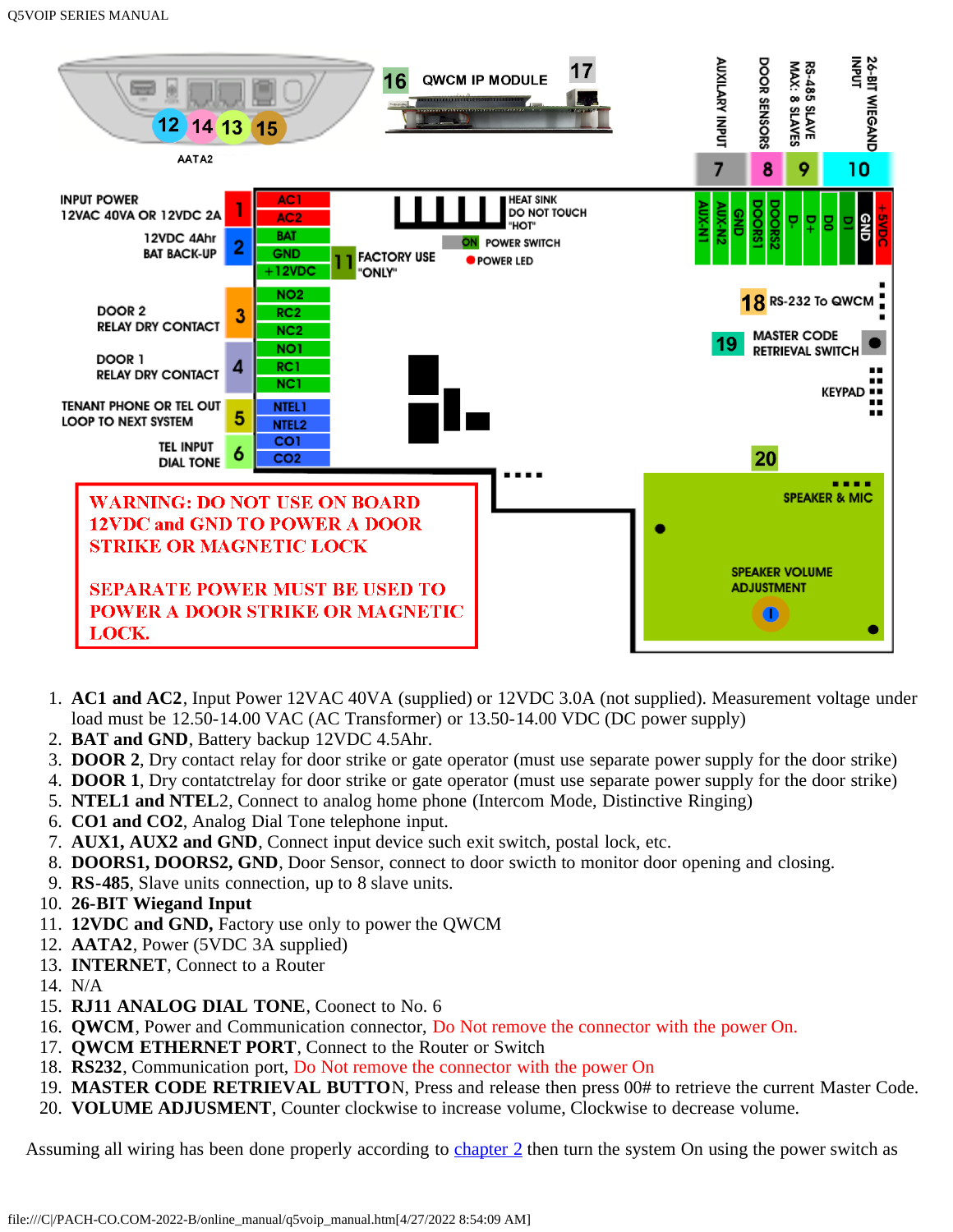AATA2

QWCM IP MODULE

AUXILARY INPUT | DOOR SENSORS | RS-485 SLAVE MAX: 8 SLAVES | 26-BIT WIEGAND INPUT

INPUT POWER 12VAC 40VA OR 12VDC 2A — AC1, AC2

12VDC 4Ahr BAT BACK-UP — BAT, GND, +12VDC

FACTORY USE "ONLY"

HEAT SINK DO NOT TOUCH "HOT"

ON POWER SWITCH

POWER LED

AUX-N1, AUX-N2, GND, DOORS1, DOORS2, D-, D+, D0, D1, GND, +5VDC

DOOR 2 RELAY DRY CONTACT — NO2, RC2, NC2

DOOR 1 RELAY DRY CONTACT — NO1, RC1, NC1

TENANT PHONE OR TEL OUT LOOP TO NEXT SYSTEM — NTEL1, NTEL2

TEL INPUT DIAL TONE — CO1, CO2

RS-232 To QWCM

MASTER CODE RETRIEVAL SWITCH

KEYPAD

SPEAKER & MIC

SPEAKER VOLUME ADJUSTMENT

WARNING: DO NOT USE ON BOARD 12VDC and GND TO POWER A DOOR STRIKE OR MAGNETIC LOCK

SEPARATE POWER MUST BE USED TO POWER A DOOR STRIKE OR MAGNETIC LOCK.

1. **AC1 and AC2**, Input Power 12VAC 40VA (supplied) or 12VDC 3.0A (not supplied). Measurement voltage under load must be 12.50-14.00 VAC (AC Transformer) or 13.50-14.00 VDC (DC power supply)
2. **BAT and GND**, Battery backup 12VDC 4.5Ahr.
3. **DOOR 2**, Dry contact relay for door strike or gate operator (must use separate power supply for the door strike)
4. **DOOR 1**, Dry contactrelay for door strike or gate operator (must use separate power supply for the door strike)
5. **NTEL1 and NTEL**2, Connect to analog home phone (Intercom Mode, Distinctive Ringing)
6. **CO1 and CO2**, Analog Dial Tone telephone input.
7. **AUX1, AUX2 and GND**, Connect input device such exit switch, postal lock, etc.
8. **DOORS1, DOORS2, GND**, Door Sensor, connect to door swicth to monitor door opening and closing.
9. **RS-485**, Slave units connection, up to 8 slave units.
10. **26-BIT Wiegand Input**
11. **12VDC and GND,** Factory use only to power the QWCM
12. **AATA2**, Power (5VDC 3A supplied)
13. **INTERNET**, Connect to a Router
14. N/A
15. **RJ11 ANALOG DIAL TONE**, Coonect to No. 6
16. **QWCM**, Power and Communication connector, Do Not remove the connector with the power On.
17. **QWCM ETHERNET PORT**, Connect to the Router or Switch
18. **RS232**, Communication port, Do Not remove the connector with the power On
19. **MASTER CODE RETRIEVAL BUTTO**N, Press and release then press 00# to retrieve the current Master Code.
20. **VOLUME ADJUSMENT**, Counter clockwise to increase volume, Clockwise to decrease volume.

Assuming all wiring has been done properly according to chapter 2 then turn the system On using the power switch as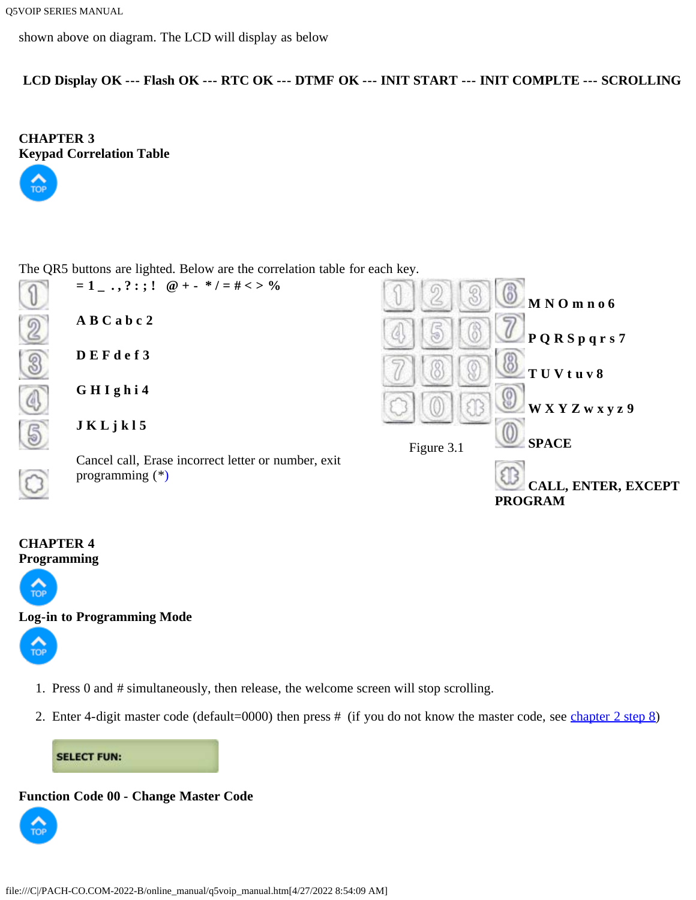shown above on diagram. The LCD will display as below

**LCD Display OK --- Flash OK --- RTC OK --- DTMF OK --- INIT START --- INIT COMPLTE --- SCROLLING**

## CHAPTER 3
## Keypad Correlation Table

The QR5 buttons are lighted. Below are the correlation table for each key.

| Key | Characters |
|---|---|
| 1 | **= 1 _ . , ? : ; ! @ + - * / = # < > %** |
| 2 | **A B C a b c 2** |
| 3 | **D E F d e f 3** |
| 4 | **G H I g h i 4** |
| 5 | **J K L j k l 5** |
| * | Cancel call, Erase incorrect letter or number, exit programming (*) |
| 6 | **M N O m n o 6** |
| 7 | **P Q R S p q r s 7** |
| 8 | **T U V t u v 8** |
| 9 | **W X Y Z w x y z 9** |
| 0 | **SPACE** |
| # | **CALL, ENTER, EXCEPT PROGRAM** |

Figure 3.1

## CHAPTER 4
## Programming

### Log-in to Programming Mode

1. Press 0 and # simultaneously, then release, the welcome screen will stop scrolling.
2. Enter 4-digit master code (default=0000) then press # (if you do not know the master code, see chapter 2 step 8)

SELECT FUN:

### Function Code 00 - Change Master Code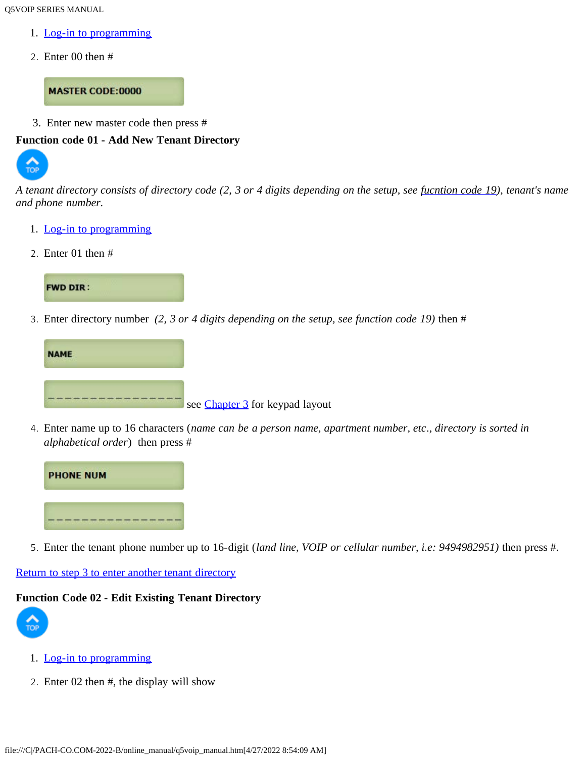1. Log-in to programming
2. Enter 00 then #

MASTER CODE:0000

3. Enter new master code then press #

**Function code 01 - Add New Tenant Directory**

TOP

*A tenant directory consists of directory code (2, 3 or 4 digits depending on the setup, see* fucntion code 19*), tenant's name and phone number.*

1. Log-in to programming
2. Enter 01 then #

FWD DIR :

3. Enter directory number *(2, 3 or 4 digits depending on the setup, see function code 19)* then #

NAME

________________ see Chapter 3 for keypad layout

4. Enter name up to 16 characters (*name can be a person name, apartment number, etc., directory is sorted in alphabetical order*) then press #

PHONE NUM

________________

5. Enter the tenant phone number up to 16-digit (*land line, VOIP or cellular number, i.e: 9494982951)* then press #.

Return to step 3 to enter another tenant directory

**Function Code 02 - Edit Existing Tenant Directory**

TOP

1. Log-in to programming
2. Enter 02 then #, the display will show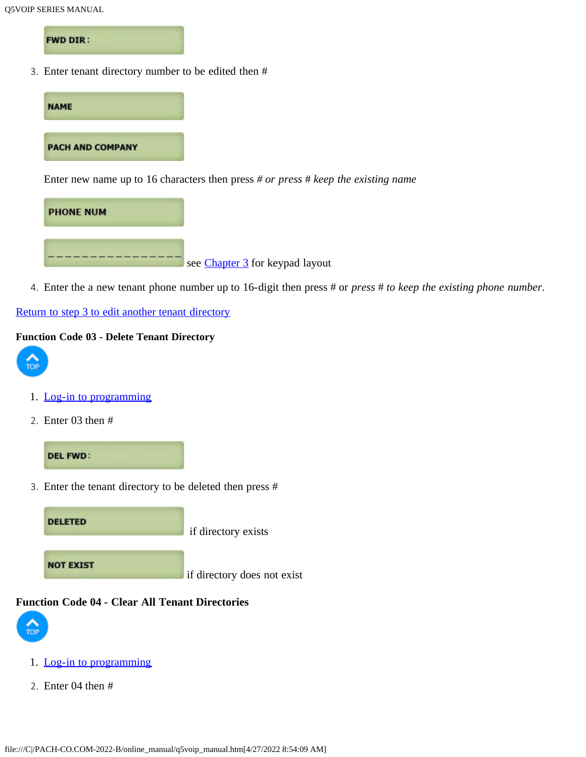FWD DIR :

3. Enter tenant directory number to be edited then #

NAME

PACH AND COMPANY

Enter new name up to 16 characters then press # *or press # keep the existing name*

PHONE NUM

________________ see Chapter 3 for keypad layout

4. Enter the a new tenant phone number up to 16-digit then press # or *press # to keep the existing phone number*.

Return to step 3 to edit another tenant directory

**Function Code 03 - Delete Tenant Directory**

TOP

1. Log-in to programming
2. Enter 03 then #

DEL FWD :

3. Enter the tenant directory to be deleted then press #

DELETED if directory exists

NOT EXIST if directory does not exist

**Function Code 04 - Clear All Tenant Directories**

TOP

1. Log-in to programming
2. Enter 04 then #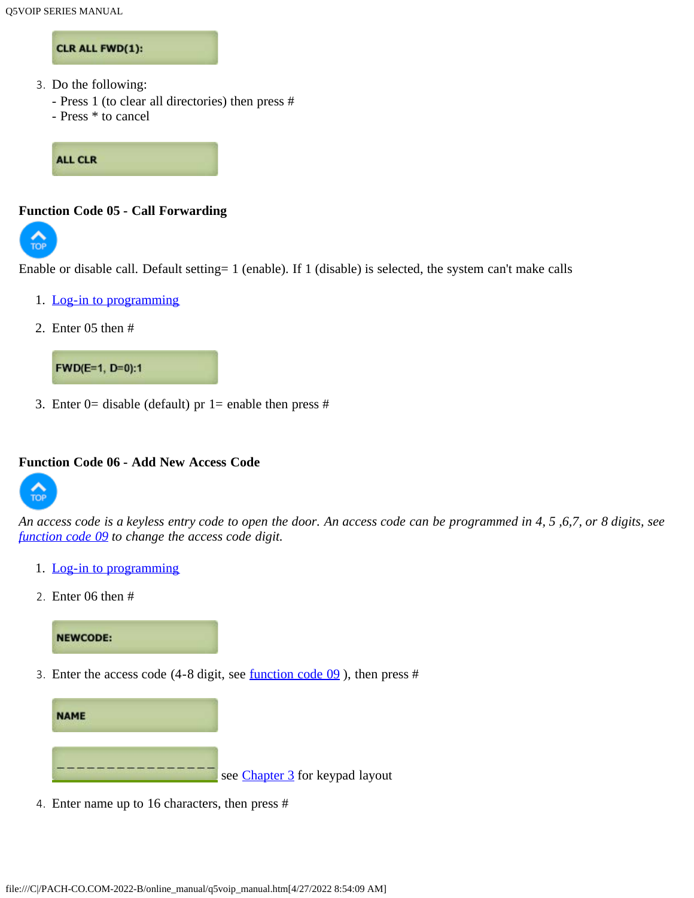```
CLR ALL FWD(1):
```

3. Do the following:
   - Press 1 (to clear all directories) then press #
   - Press * to cancel

```
ALL CLR
```

### Function Code 05 - Call Forwarding

Enable or disable call. Default setting= 1 (enable). If 1 (disable) is selected, the system can't make calls

1. Log-in to programming
2. Enter 05 then #

```
FWD(E=1, D=0):1
```

3. Enter 0= disable (default) pr 1= enable then press #

### Function Code 06 - Add New Access Code

*An access code is a keyless entry code to open the door. An access code can be programmed in 4, 5 ,6,7, or 8 digits, see function code 09 to change the access code digit.*

1. Log-in to programming
2. Enter 06 then #

```
NEWCODE:
```

3. Enter the access code (4-8 digit, see function code 09 ), then press #

```
NAME
```

```
________________
```

see Chapter 3 for keypad layout

4. Enter name up to 16 characters, then press #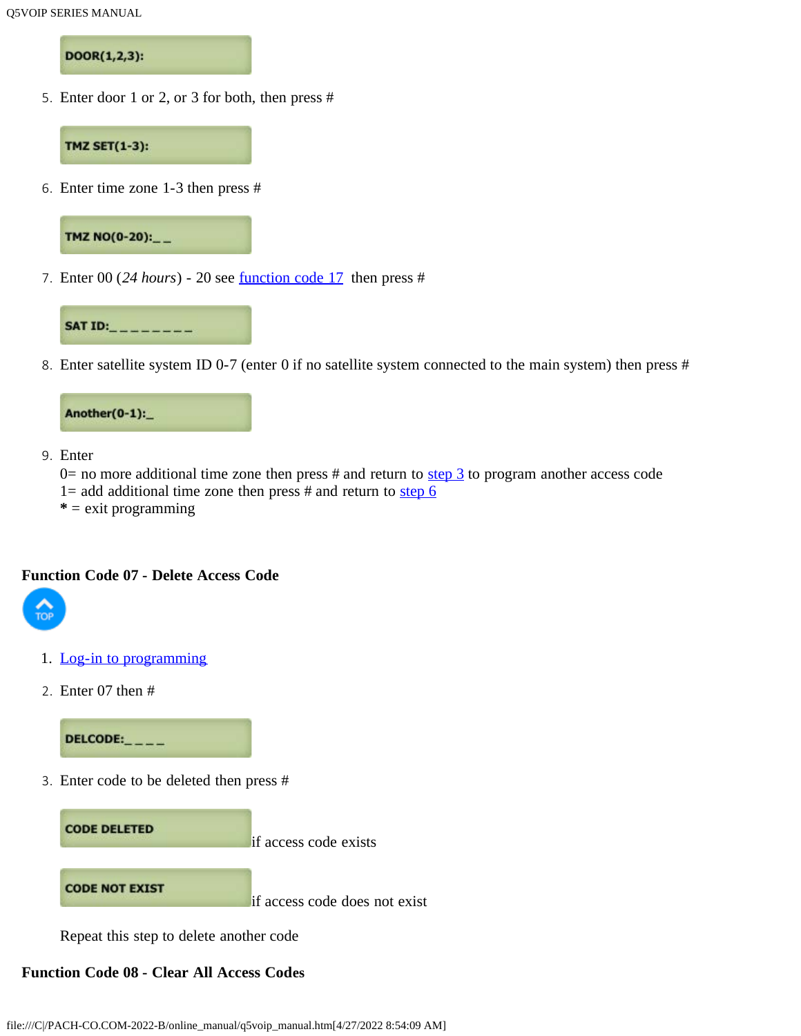DOOR(1,2,3):

5. Enter door 1 or 2, or 3 for both, then press #

TMZ SET(1-3):

6. Enter time zone 1-3 then press #

TMZ NO(0-20):_ _

7. Enter 00 (*24 hours*) - 20 see function code 17 then press #

SAT ID:_ _ _ _ _ _ _ _

8. Enter satellite system ID 0-7 (enter 0 if no satellite system connected to the main system) then press #

Another(0-1):_

9. Enter
   0= no more additional time zone then press # and return to step 3 to program another access code
   1= add additional time zone then press # and return to step 6
   **\*** = exit programming

### Function Code 07 - Delete Access Code

TOP

1. Log-in to programming
2. Enter 07 then #

DELCODE:_ _ _ _

3. Enter code to be deleted then press #

CODE DELETED if access code exists

CODE NOT EXIST if access code does not exist

Repeat this step to delete another code

### Function Code 08 - Clear All Access Codes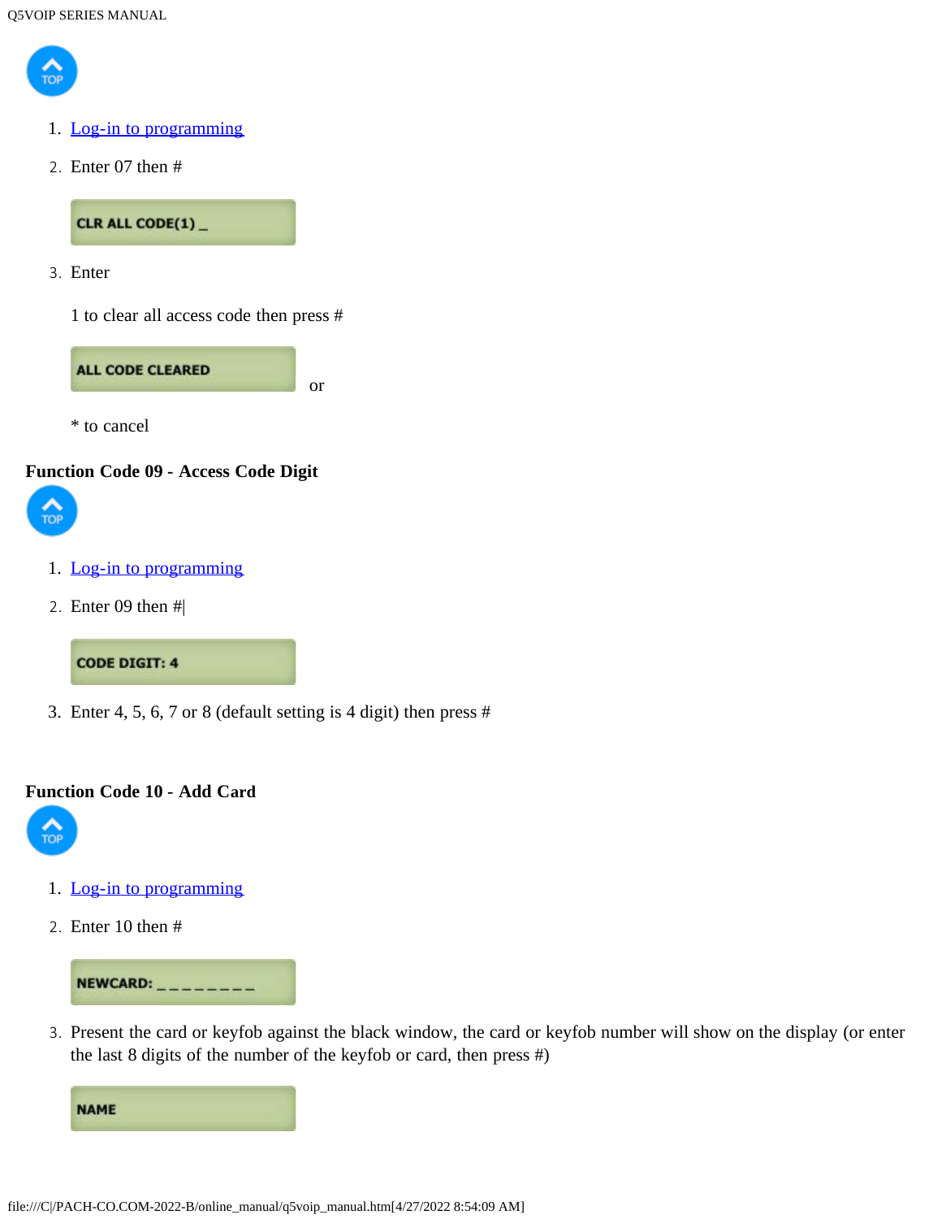1. [Log-in to programming]()
2. Enter 07 then #

   CLR ALL CODE(1) _

3. Enter

   1 to clear all access code then press #

   ALL CODE CLEARED

   or

   * to cancel

**Function Code 09 - Access Code Digit**

1. [Log-in to programming]()
2. Enter 09 then #|

   CODE DIGIT: 4

3. Enter 4, 5, 6, 7 or 8 (default setting is 4 digit) then press #

**Function Code 10 - Add Card**

1. [Log-in to programming]()
2. Enter 10 then #

   NEWCARD: _ _ _ _ _ _ _ _

3. Present the card or keyfob against the black window, the card or keyfob number will show on the display (or enter the last 8 digits of the number of the keyfob or card, then press #)

   NAME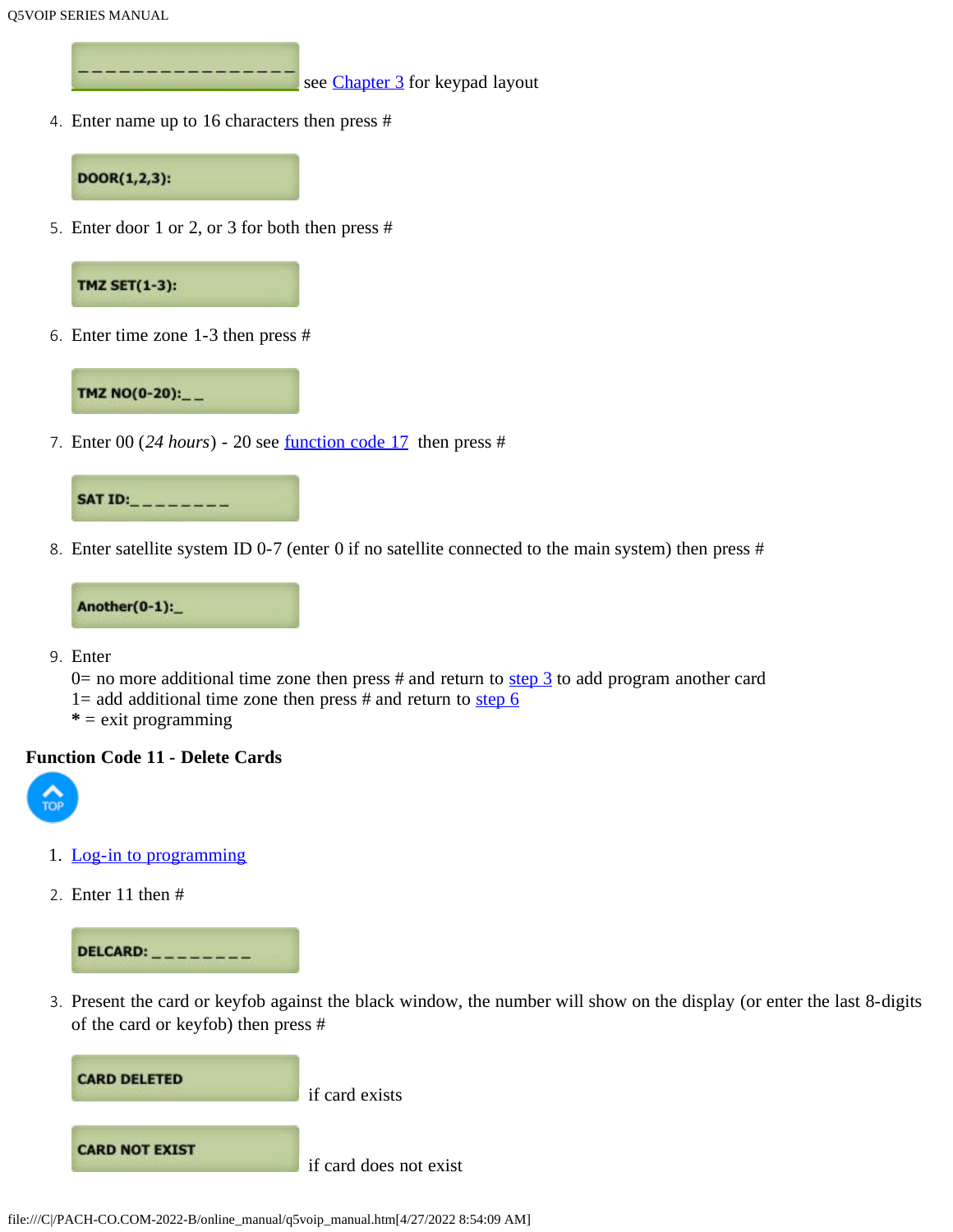```
________________
```
see Chapter 3 for keypad layout

4. Enter name up to 16 characters then press #

```
DOOR(1,2,3):
```

5. Enter door 1 or 2, or 3 for both then press #

```
TMZ SET(1-3):
```

6. Enter time zone 1-3 then press #

```
TMZ NO(0-20):__
```

7. Enter 00 (*24 hours*) - 20 see function code 17 then press #

```
SAT ID:________
```

8. Enter satellite system ID 0-7 (enter 0 if no satellite connected to the main system) then press #

```
Another(0-1):_
```

9. Enter
   0= no more additional time zone then press # and return to step 3 to add program another card
   1= add additional time zone then press # and return to step 6
   **\*** = exit programming

**Function Code 11 - Delete Cards**

TOP

1. Log-in to programming
2. Enter 11 then #

```
DELCARD: ________
```

3. Present the card or keyfob against the black window, the number will show on the display (or enter the last 8-digits of the card or keyfob) then press #

```
CARD DELETED
```
if card exists

```
CARD NOT EXIST
```
if card does not exist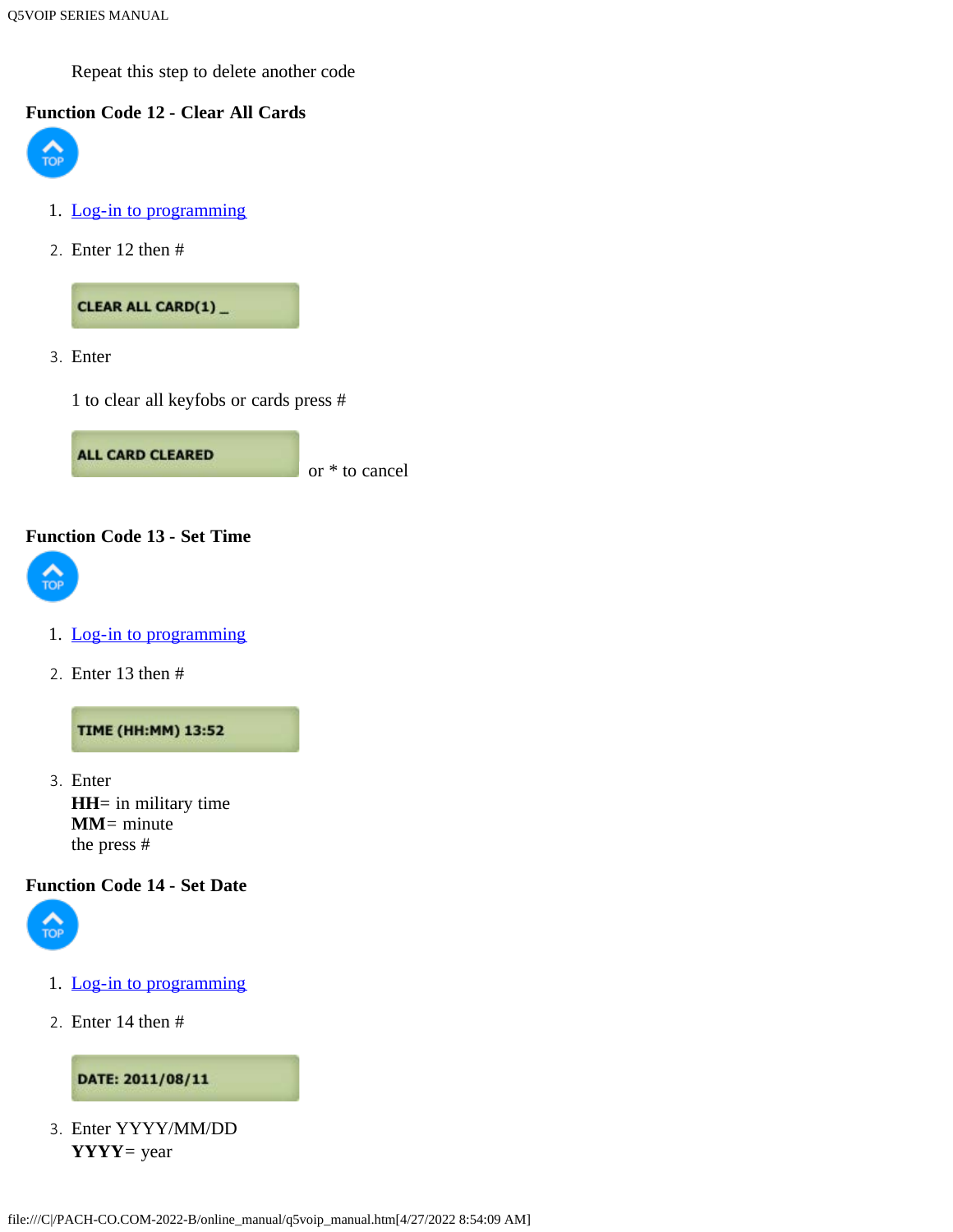Repeat this step to delete another code

### Function Code 12 - Clear All Cards

1. Log-in to programming
2. Enter 12 then #

   CLEAR ALL CARD(1) _

3. Enter

   1 to clear all keyfobs or cards press #

   ALL CARD CLEARED

   or * to cancel

### Function Code 13 - Set Time

1. Log-in to programming
2. Enter 13 then #

   TIME (HH:MM) 13:52

3. Enter
   **HH**= in military time
   **MM**= minute
   the press #

### Function Code 14 - Set Date

1. Log-in to programming
2. Enter 14 then #

   DATE: 2011/08/11

3. Enter YYYY/MM/DD
   **YYYY**= year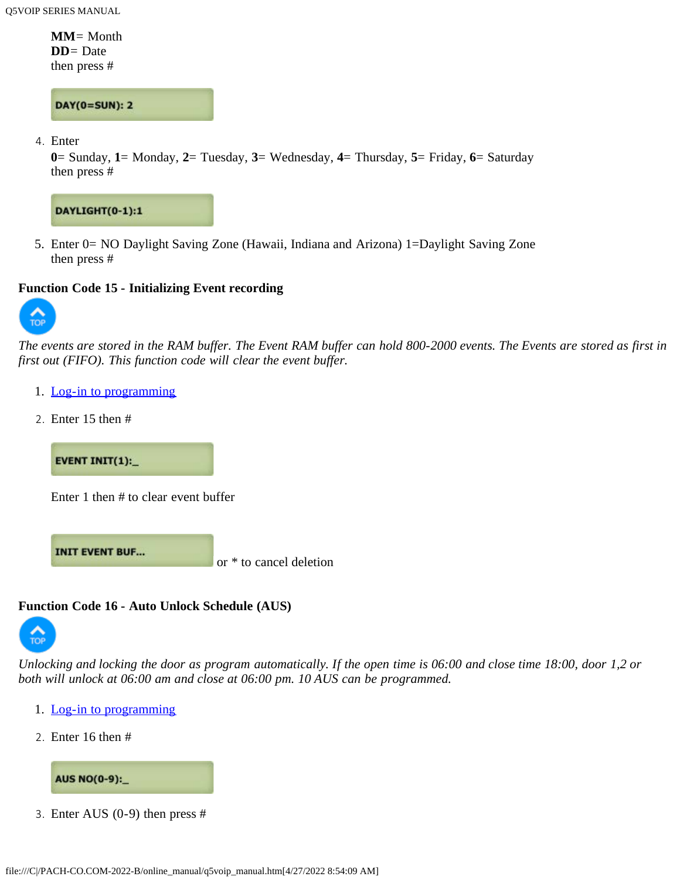**MM**= Month
**DD**= Date
then press #

DAY(0=SUN): 2

4. Enter
**0**= Sunday, **1**= Monday, **2**= Tuesday, **3**= Wednesday, **4**= Thursday, **5**= Friday, **6**= Saturday
then press #

DAYLIGHT(0-1):1

5. Enter 0= NO Daylight Saving Zone (Hawaii, Indiana and Arizona) 1=Daylight Saving Zone
then press #

### Function Code 15 - Initializing Event recording

*The events are stored in the RAM buffer. The Event RAM buffer can hold 800-2000 events. The Events are stored as first in first out (FIFO). This function code will clear the event buffer.*

1. Log-in to programming
2. Enter 15 then #

EVENT INIT(1):_

Enter 1 then # to clear event buffer

INIT EVENT BUF... or * to cancel deletion

### Function Code 16 - Auto Unlock Schedule (AUS)

*Unlocking and locking the door as program automatically. If the open time is 06:00 and close time 18:00, door 1,2 or both will unlock at 06:00 am and close at 06:00 pm. 10 AUS can be programmed.*

1. Log-in to programming
2. Enter 16 then #

AUS NO(0-9):_

3. Enter AUS (0-9) then press #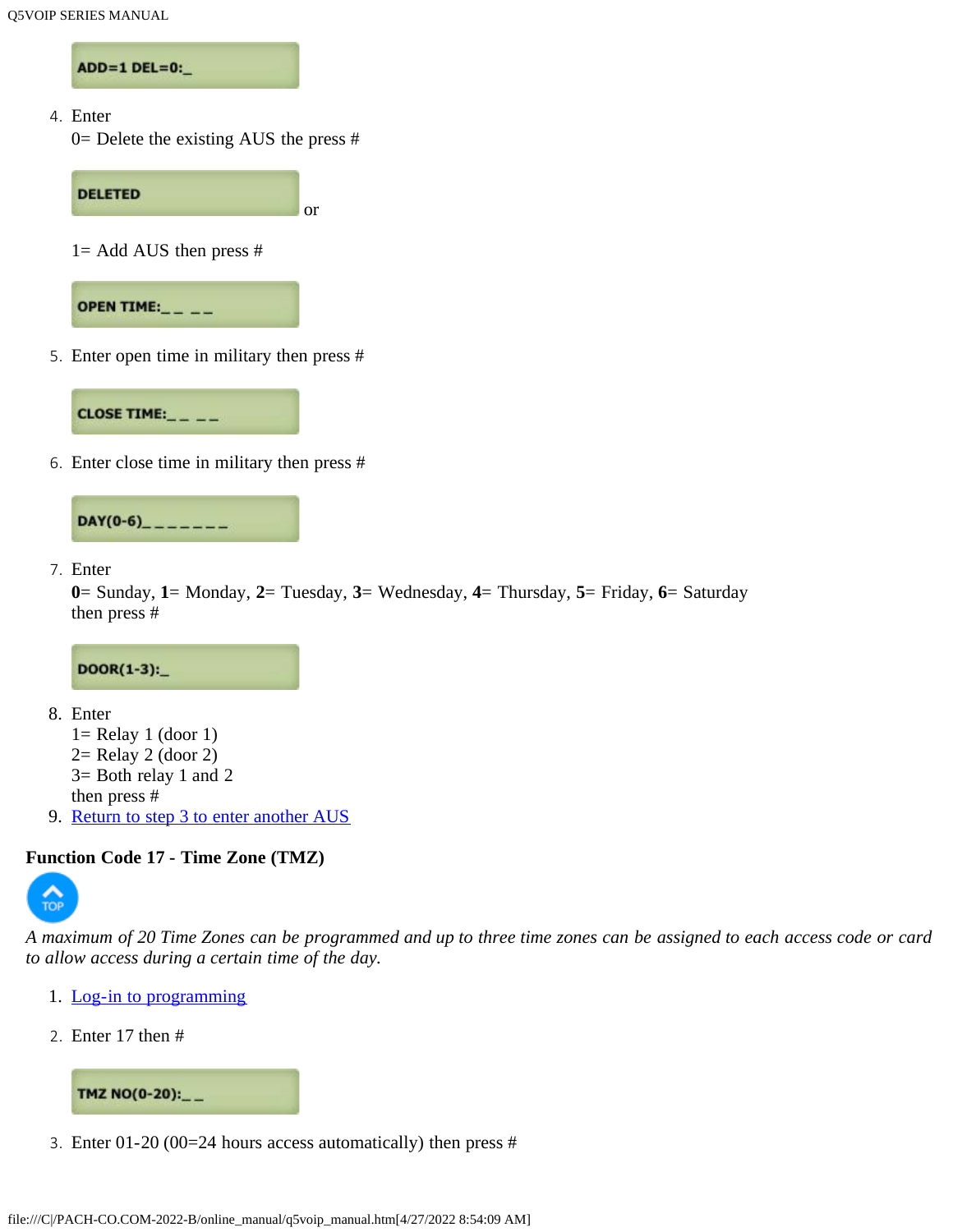ADD=1 DEL=0:_

4. Enter
   0= Delete the existing AUS the press #

   DELETED

   or

   1= Add AUS then press #

   OPEN TIME:_ _ _ _

5. Enter open time in military then press #

   CLOSE TIME:_ _ _ _

6. Enter close time in military then press #

   DAY(0-6)_ _ _ _ _ _ _

7. Enter
   **0**= Sunday, **1**= Monday, **2**= Tuesday, **3**= Wednesday, **4**= Thursday, **5**= Friday, **6**= Saturday
   then press #

   DOOR(1-3):_

8. Enter
   1= Relay 1 (door 1)
   2= Relay 2 (door 2)
   3= Both relay 1 and 2
   then press #
9. Return to step 3 to enter another AUS

**Function Code 17 - Time Zone (TMZ)**

TOP

*A maximum of 20 Time Zones can be programmed and up to three time zones can be assigned to each access code or card to allow access during a certain time of the day.*

1. Log-in to programming
2. Enter 17 then #

   TMZ NO(0-20):_ _

3. Enter 01-20 (00=24 hours access automatically) then press #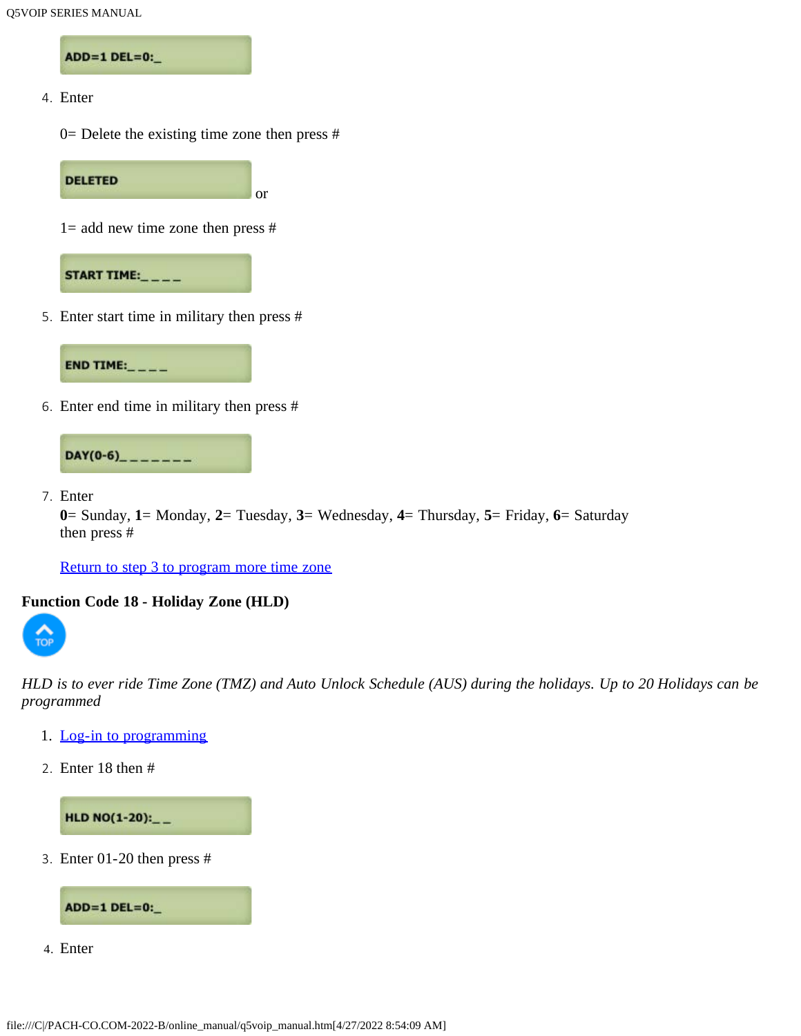ADD=1 DEL=0:_

4. Enter

   0= Delete the existing time zone then press #

   DELETED

   or

   1= add new time zone then press #

   START TIME:_ _ _ _

5. Enter start time in military then press #

   END TIME:_ _ _ _

6. Enter end time in military then press #

   DAY(0-6)_ _ _ _ _ _ _

7. Enter
   **0**= Sunday, **1**= Monday, **2**= Tuesday, **3**= Wednesday, **4**= Thursday, **5**= Friday, **6**= Saturday
   then press #

   [Return to step 3 to program more time zone]()

### Function Code 18 - Holiday Zone (HLD)

TOP

*HLD is to ever ride Time Zone (TMZ) and Auto Unlock Schedule (AUS) during the holidays. Up to 20 Holidays can be programmed*

1. [Log-in to programming]()
2. Enter 18 then #

   HLD NO(1-20):_ _

3. Enter 01-20 then press #

   ADD=1 DEL=0:_

4. Enter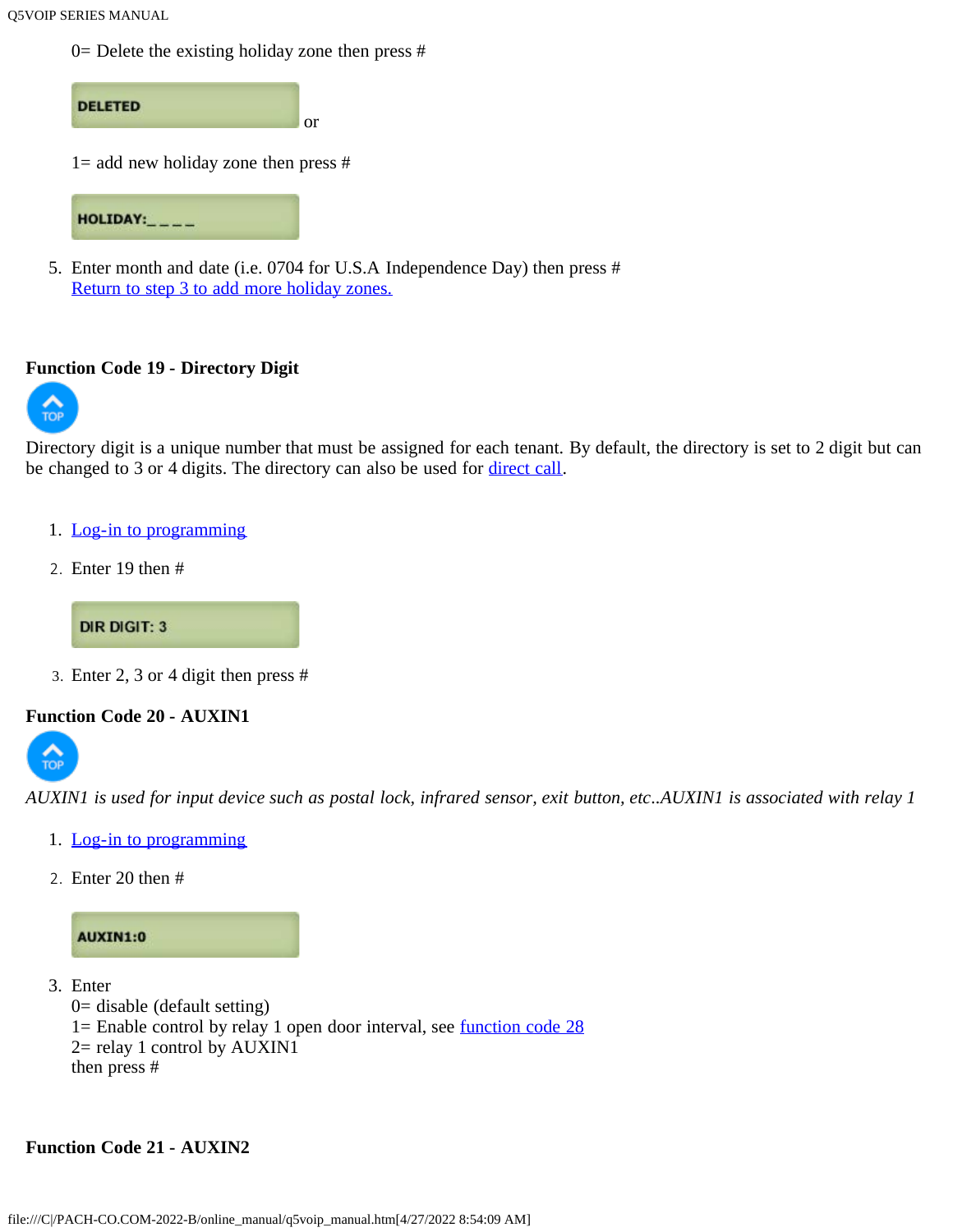0= Delete the existing holiday zone then press #

DELETED

or

1= add new holiday zone then press #

HOLIDAY:_ _ _ _

5. Enter month and date (i.e. 0704 for U.S.A Independence Day) then press #
   [Return to step 3 to add more holiday zones.]

## Function Code 19 - Directory Digit

TOP

Directory digit is a unique number that must be assigned for each tenant. By default, the directory is set to 2 digit but can be changed to 3 or 4 digits. The directory can also be used for [direct call].

1. [Log-in to programming]
2. Enter 19 then #

   DIR DIGIT: 3

3. Enter 2, 3 or 4 digit then press #

## Function Code 20 - AUXIN1

TOP

*AUXIN1 is used for input device such as postal lock, infrared sensor, exit button, etc..AUXIN1 is associated with relay 1*

1. [Log-in to programming]
2. Enter 20 then #

   AUXIN1:0

3. Enter
   0= disable (default setting)
   1= Enable control by relay 1 open door interval, see [function code 28]
   2= relay 1 control by AUXIN1
   then press #

## Function Code 21 - AUXIN2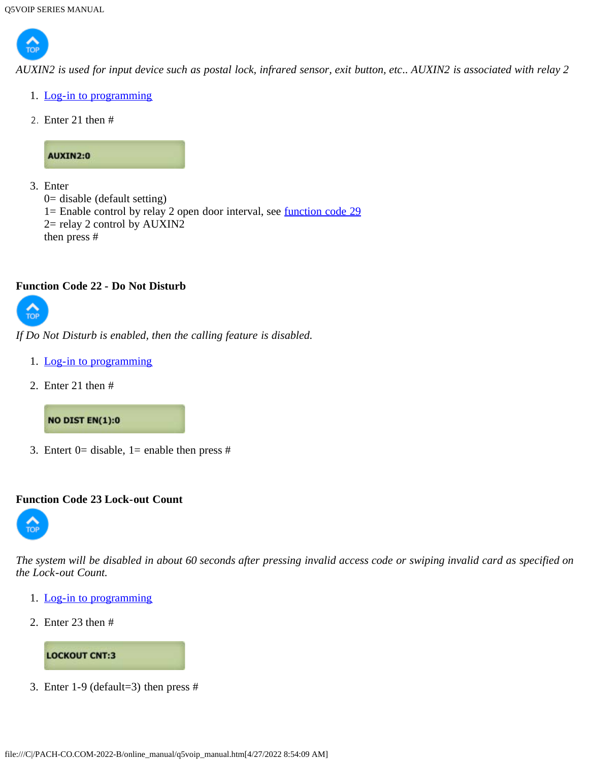*AUXIN2 is used for input device such as postal lock, infrared sensor, exit button, etc.. AUXIN2 is associated with relay 2*

1. Log-in to programming
2. Enter 21 then #

   ```
   AUXIN2:0
   ```

3. Enter
   0= disable (default setting)
   1= Enable control by relay 2 open door interval, see function code 29
   2= relay 2 control by AUXIN2
   then press #

### Function Code 22 - Do Not Disturb

*If Do Not Disturb is enabled, then the calling feature is disabled.*

1. Log-in to programming
2. Enter 21 then #

   ```
   NO DIST EN(1):0
   ```

3. Entert 0= disable, 1= enable then press #

### Function Code 23 Lock-out Count

*The system will be disabled in about 60 seconds after pressing invalid access code or swiping invalid card as specified on the Lock-out Count.*

1. Log-in to programming
2. Enter 23 then #

   ```
   LOCKOUT CNT:3
   ```

3. Enter 1-9 (default=3) then press #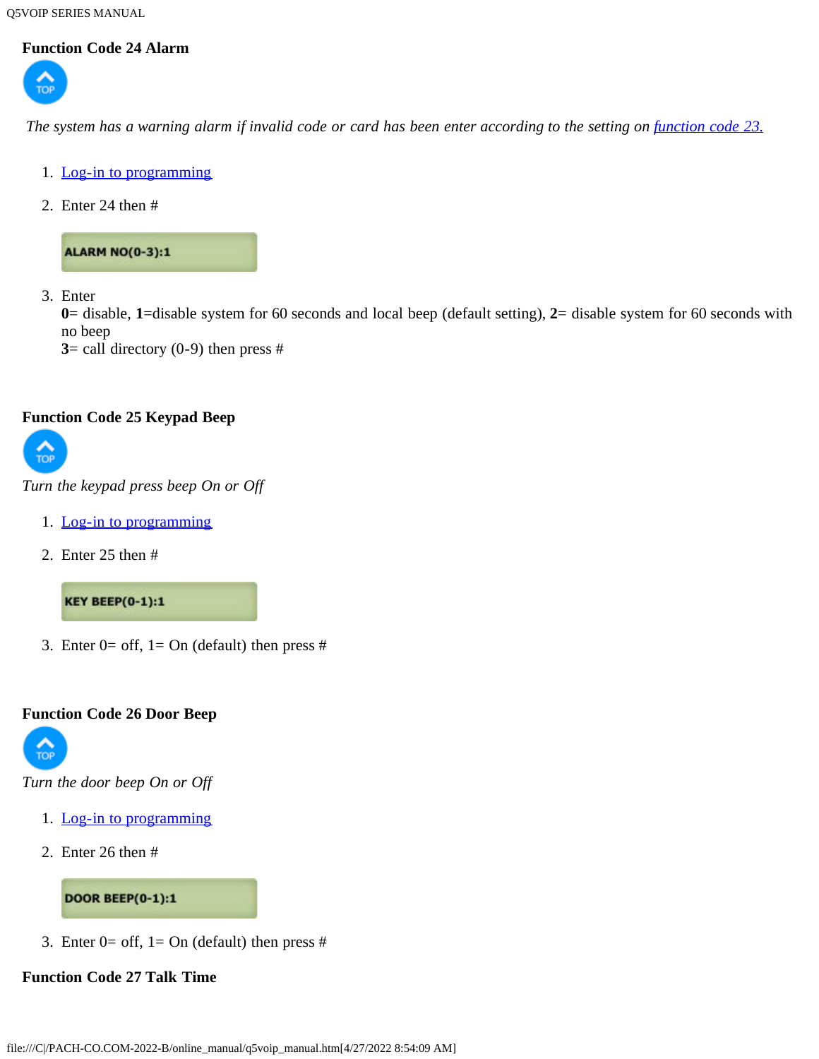### Function Code 24 Alarm

*The system has a warning alarm if invalid code or card has been enter according to the setting on function code 23.*

1. Log-in to programming
2. Enter 24 then #

   ALARM NO(0-3):1

3. Enter
   **0**= disable, **1**=disable system for 60 seconds and local beep (default setting), **2**= disable system for 60 seconds with no beep
   **3**= call directory (0-9) then press #

### Function Code 25 Keypad Beep

*Turn the keypad press beep On or Off*

1. Log-in to programming
2. Enter 25 then #

   KEY BEEP(0-1):1

3. Enter 0= off, 1= On (default) then press #

### Function Code 26 Door Beep

*Turn the door beep On or Off*

1. Log-in to programming
2. Enter 26 then #

   DOOR BEEP(0-1):1

3. Enter 0= off, 1= On (default) then press #

### Function Code 27 Talk Time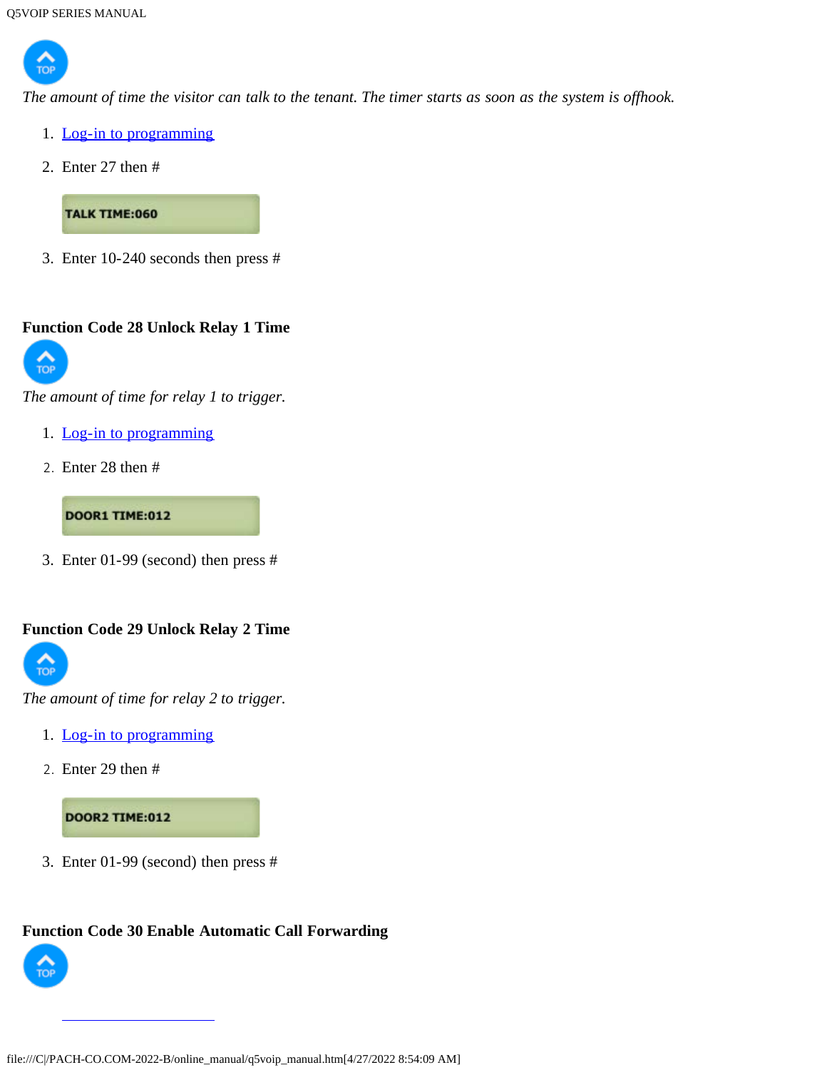*The amount of time the visitor can talk to the tenant. The timer starts as soon as the system is offhook.*

1. Log-in to programming
2. Enter 27 then #

```
TALK TIME:060
```

3. Enter 10-240 seconds then press #

**Function Code 28 Unlock Relay 1 Time**

*The amount of time for relay 1 to trigger.*

1. Log-in to programming
2. Enter 28 then #

```
DOOR1 TIME:012
```

3. Enter 01-99 (second) then press #

**Function Code 29 Unlock Relay 2 Time**

*The amount of time for relay 2 to trigger.*

1. Log-in to programming
2. Enter 29 then #

```
DOOR2 TIME:012
```

3. Enter 01-99 (second) then press #

**Function Code 30 Enable Automatic Call Forwarding**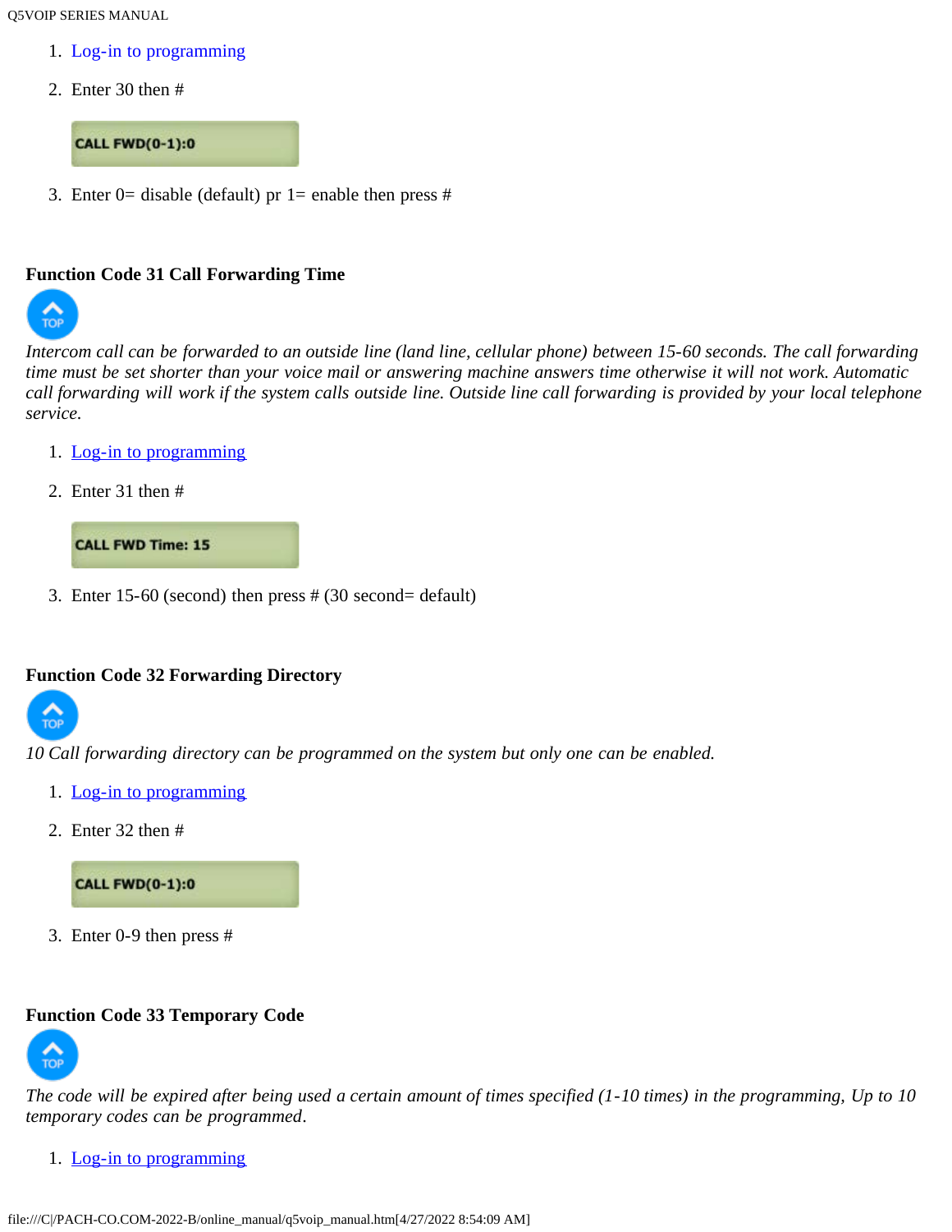1. Log-in to programming
2. Enter 30 then #

   CALL FWD(0-1):0

3. Enter 0= disable (default) pr 1= enable then press #

### Function Code 31 Call Forwarding Time

*Intercom call can be forwarded to an outside line (land line, cellular phone) between 15-60 seconds. The call forwarding time must be set shorter than your voice mail or answering machine answers time otherwise it will not work. Automatic call forwarding will work if the system calls outside line. Outside line call forwarding is provided by your local telephone service.*

1. Log-in to programming
2. Enter 31 then #

   CALL FWD Time: 15

3. Enter 15-60 (second) then press # (30 second= default)

### Function Code 32 Forwarding Directory

*10 Call forwarding directory can be programmed on the system but only one can be enabled.*

1. Log-in to programming
2. Enter 32 then #

   CALL FWD(0-1):0

3. Enter 0-9 then press #

### Function Code 33 Temporary Code

*The code will be expired after being used a certain amount of times specified (1-10 times) in the programming, Up to 10 temporary codes can be programmed.*

1. Log-in to programming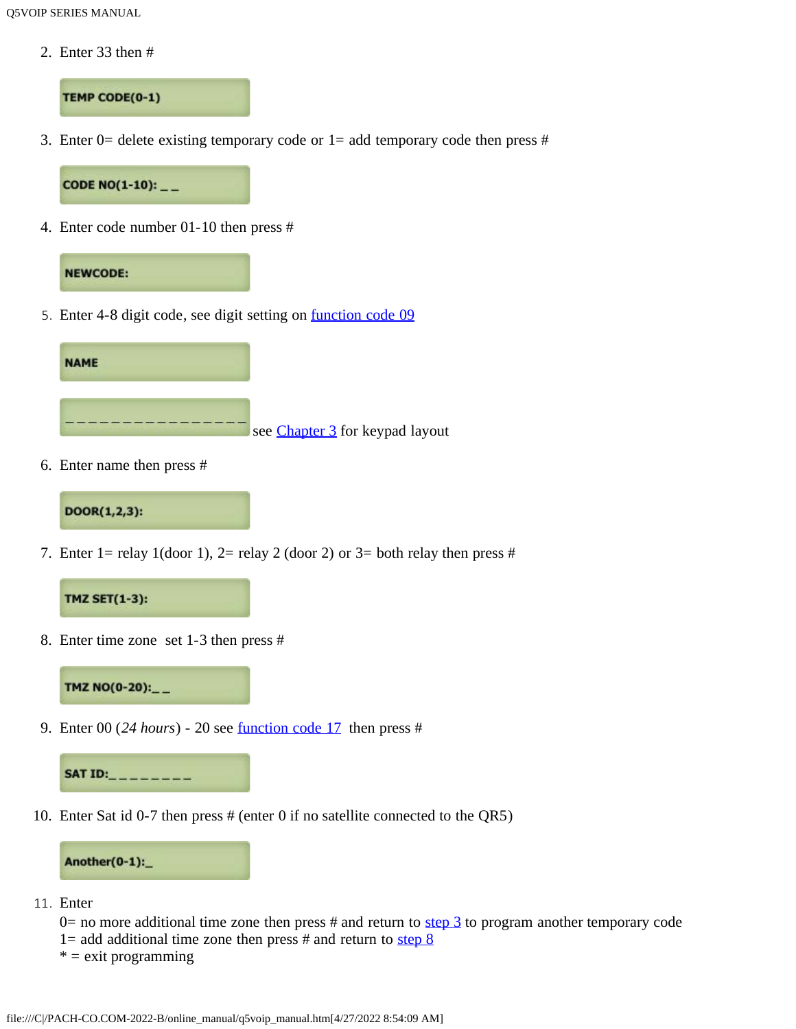2. Enter 33 then #

   TEMP CODE(0-1)

3. Enter 0= delete existing temporary code or 1= add temporary code then press #

   CODE NO(1-10): _ _

4. Enter code number 01-10 then press #

   NEWCODE:

5. Enter 4-8 digit code, see digit setting on [function code 09](#)

   NAME

   _ _ _ _ _ _ _ _ _ _ _ _ _ _ _ _ see [Chapter 3](#) for keypad layout

6. Enter name then press #

   DOOR(1,2,3):

7. Enter 1= relay 1(door 1), 2= relay 2 (door 2) or 3= both relay then press #

   TMZ SET(1-3):

8. Enter time zone set 1-3 then press #

   TMZ NO(0-20):_ _

9. Enter 00 (*24 hours*) - 20 see [function code 17](#) then press #

   SAT ID:_ _ _ _ _ _ _ _

10. Enter Sat id 0-7 then press # (enter 0 if no satellite connected to the QR5)

    Another(0-1):_

11. Enter
    0= no more additional time zone then press # and return to [step 3](#) to program another temporary code
    1= add additional time zone then press # and return to [step 8](#)
    * = exit programming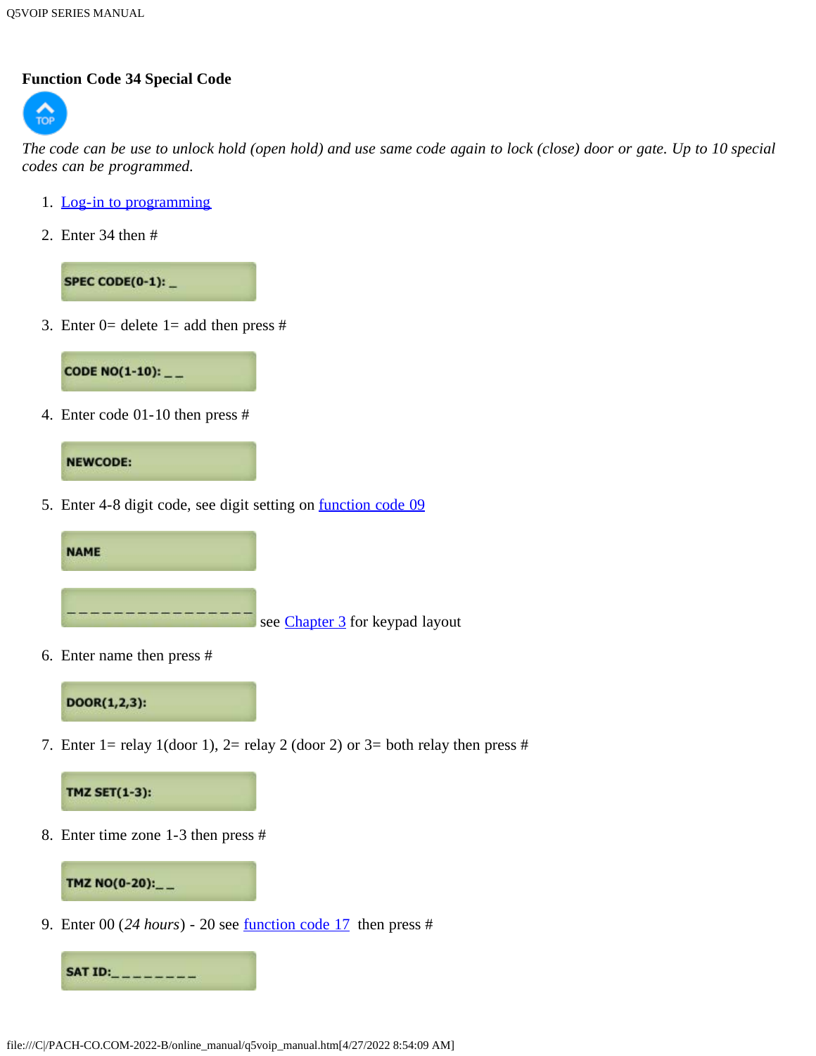### Function Code 34 Special Code

*The code can be use to unlock hold (open hold) and use same code again to lock (close) door or gate. Up to 10 special codes can be programmed.*

1. Log-in to programming
2. Enter 34 then #

   ```
   SPEC CODE(0-1): _
   ```

3. Enter 0= delete 1= add then press #

   ```
   CODE NO(1-10): _ _
   ```

4. Enter code 01-10 then press #

   ```
   NEWCODE:
   ```

5. Enter 4-8 digit code, see digit setting on function code 09

   ```
   NAME
   ```

   ```
   _ _ _ _ _ _ _ _ _ _ _ _ _ _ _ _
   ```

   see Chapter 3 for keypad layout

6. Enter name then press #

   ```
   DOOR(1,2,3):
   ```

7. Enter 1= relay 1(door 1), 2= relay 2 (door 2) or 3= both relay then press #

   ```
   TMZ SET(1-3):
   ```

8. Enter time zone 1-3 then press #

   ```
   TMZ NO(0-20):_ _
   ```

9. Enter 00 (*24 hours*) - 20 see function code 17 then press #

   ```
   SAT ID:_ _ _ _ _ _ _ _
   ```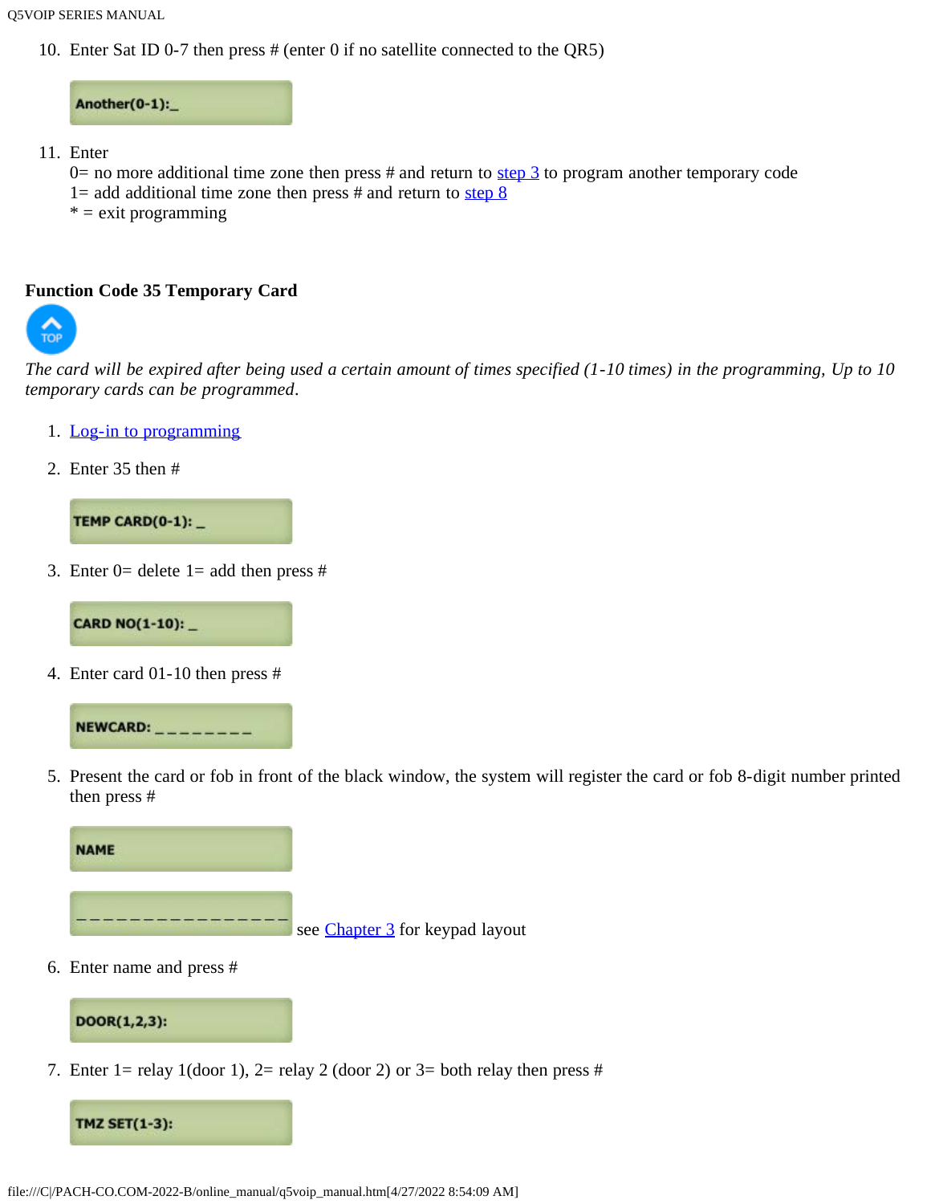10. Enter Sat ID 0-7 then press # (enter 0 if no satellite connected to the QR5)

    Another(0-1):_

11. Enter
    0= no more additional time zone then press # and return to step 3 to program another temporary code
    1= add additional time zone then press # and return to step 8
    * = exit programming

**Function Code 35 Temporary Card**

TOP

*The card will be expired after being used a certain amount of times specified (1-10 times) in the programming, Up to 10 temporary cards can be programmed.*

1. Log-in to programming
2. Enter 35 then #

    TEMP CARD(0-1): _

3. Enter 0= delete 1= add then press #

    CARD NO(1-10): _

4. Enter card 01-10 then press #

    NEWCARD: _ _ _ _ _ _ _ _

5. Present the card or fob in front of the black window, the system will register the card or fob 8-digit number printed then press #

    NAME

    _ _ _ _ _ _ _ _ _ _ _ _ _ _ _ _ see Chapter 3 for keypad layout

6. Enter name and press #

    DOOR(1,2,3):

7. Enter 1= relay 1(door 1), 2= relay 2 (door 2) or 3= both relay then press #

    TMZ SET(1-3):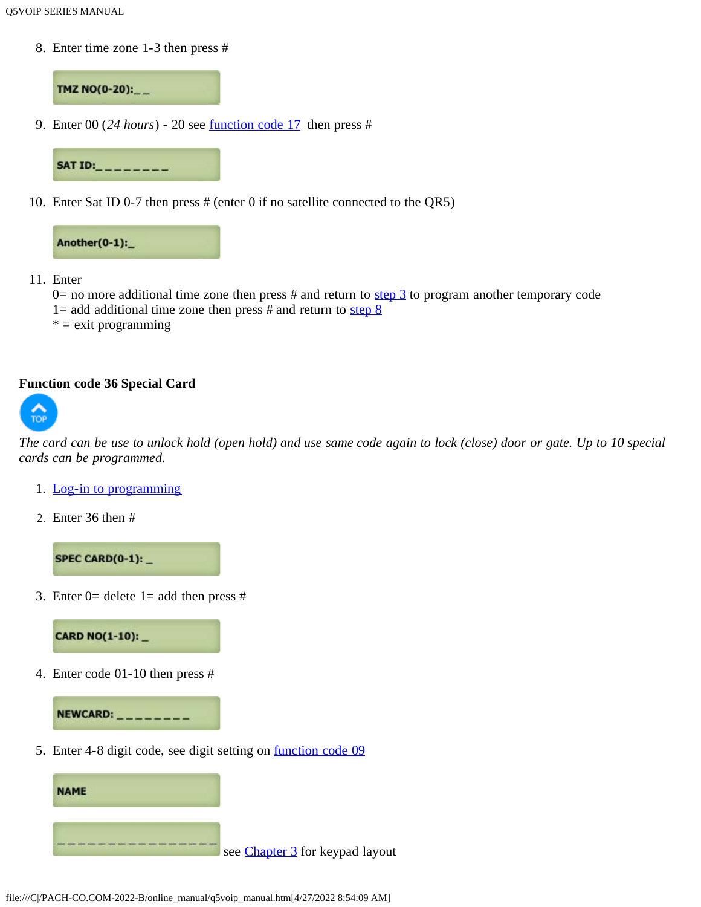8. Enter time zone 1-3 then press #

   TMZ NO(0-20):_ _

9. Enter 00 (*24 hours*) - 20 see function code 17 then press #

   SAT ID:_ _ _ _ _ _ _ _

10. Enter Sat ID 0-7 then press # (enter 0 if no satellite connected to the QR5)

    Another(0-1):_

11. Enter
    0= no more additional time zone then press # and return to step 3 to program another temporary code
    1= add additional time zone then press # and return to step 8
    * = exit programming

## Function code 36 Special Card

TOP

*The card can be use to unlock hold (open hold) and use same code again to lock (close) door or gate. Up to 10 special cards can be programmed.*

1. Log-in to programming
2. Enter 36 then #

   SPEC CARD(0-1): _

3. Enter 0= delete 1= add then press #

   CARD NO(1-10): _

4. Enter code 01-10 then press #

   NEWCARD: _ _ _ _ _ _ _ _

5. Enter 4-8 digit code, see digit setting on function code 09

   NAME

   _ _ _ _ _ _ _ _ _ _ _ _ _ _ _ _ see Chapter 3 for keypad layout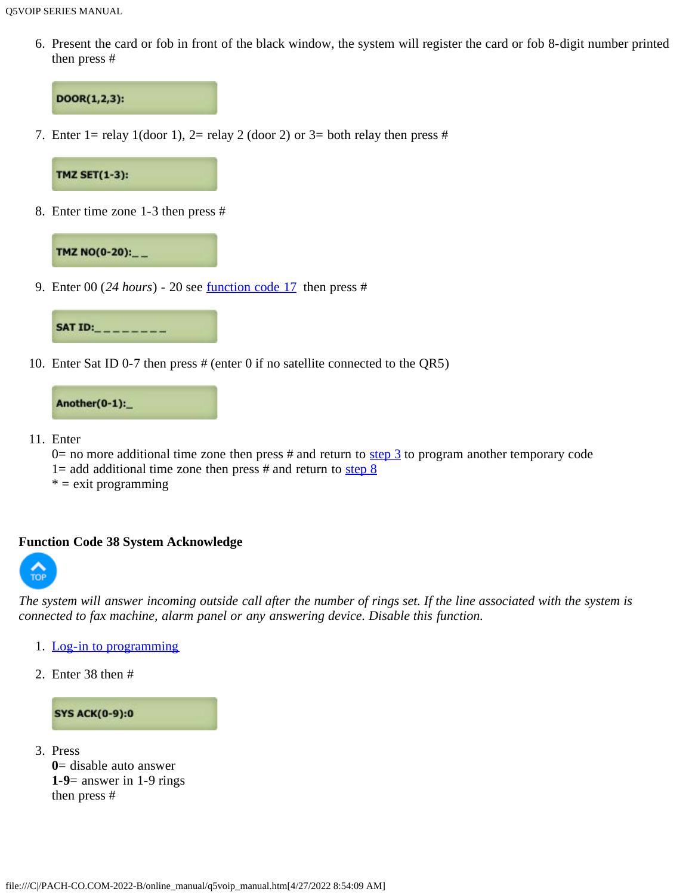6. Present the card or fob in front of the black window, the system will register the card or fob 8-digit number printed then press #

   DOOR(1,2,3):

7. Enter 1= relay 1(door 1), 2= relay 2 (door 2) or 3= both relay then press #

   TMZ SET(1-3):

8. Enter time zone 1-3 then press #

   TMZ NO(0-20):_ _

9. Enter 00 (*24 hours*) - 20 see function code 17 then press #

   SAT ID:_ _ _ _ _ _ _ _

10. Enter Sat ID 0-7 then press # (enter 0 if no satellite connected to the QR5)

    Another(0-1):_

11. Enter
    0= no more additional time zone then press # and return to step 3 to program another temporary code
    1= add additional time zone then press # and return to step 8
    * = exit programming

**Function Code 38 System Acknowledge**

TOP

*The system will answer incoming outside call after the number of rings set. If the line associated with the system is connected to fax machine, alarm panel or any answering device. Disable this function.*

1. Log-in to programming
2. Enter 38 then #

   SYS ACK(0-9):0

3. Press
   **0**= disable auto answer
   **1-9**= answer in 1-9 rings
   then press #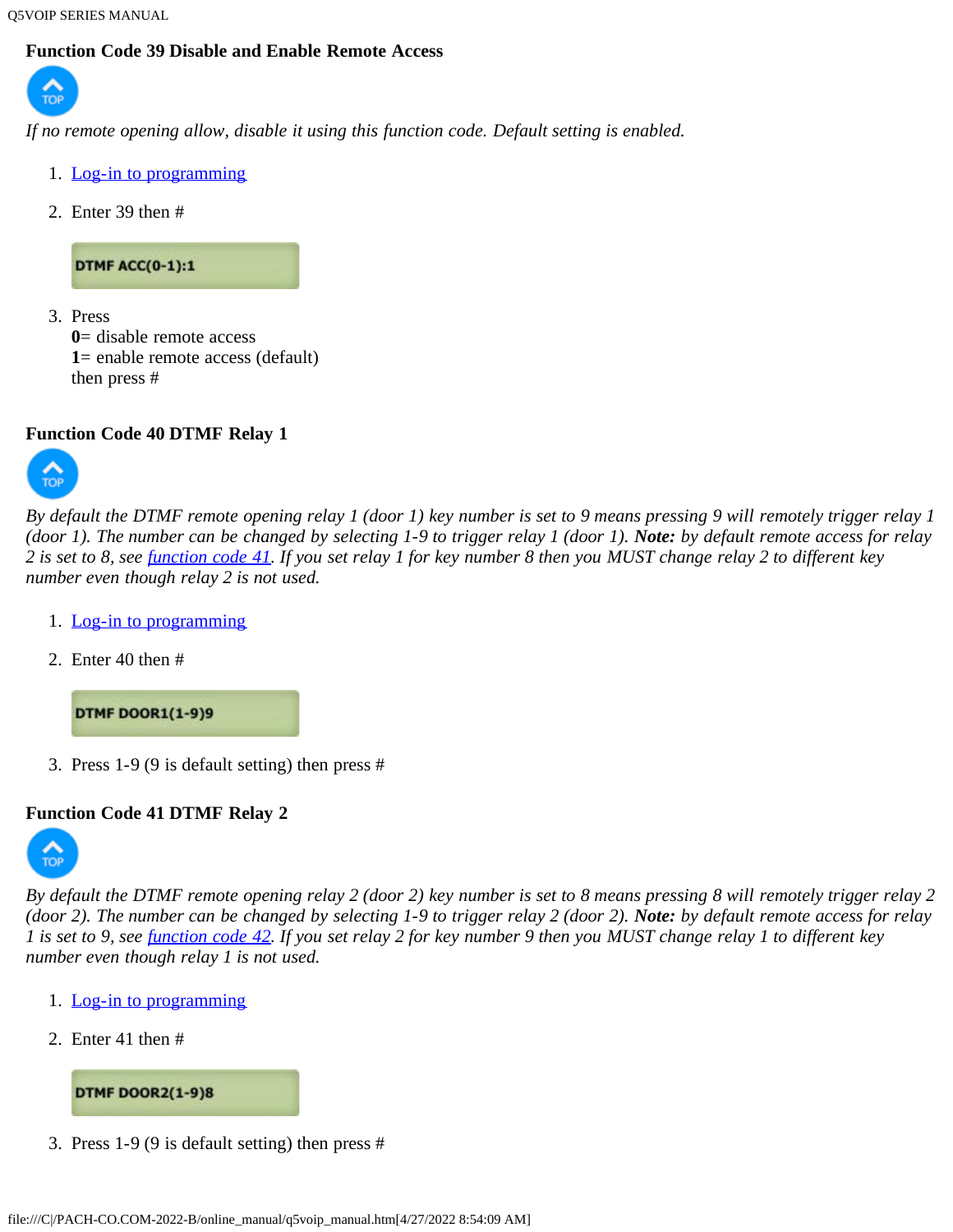### Function Code 39 Disable and Enable Remote Access

*If no remote opening allow, disable it using this function code. Default setting is enabled.*

1. Log-in to programming
2. Enter 39 then #

   **DTMF ACC(0-1):1**

3. Press
   **0**= disable remote access
   **1**= enable remote access (default)
   then press #

### Function Code 40 DTMF Relay 1

*By default the DTMF remote opening relay 1 (door 1) key number is set to 9 means pressing 9 will remotely trigger relay 1 (door 1). The number can be changed by selecting 1-9 to trigger relay 1 (door 1).* ***Note:*** *by default remote access for relay 2 is set to 8, see function code 41. If you set relay 1 for key number 8 then you MUST change relay 2 to different key number even though relay 2 is not used.*

1. Log-in to programming
2. Enter 40 then #

   **DTMF DOOR1(1-9)9**

3. Press 1-9 (9 is default setting) then press #

### Function Code 41 DTMF Relay 2

*By default the DTMF remote opening relay 2 (door 2) key number is set to 8 means pressing 8 will remotely trigger relay 2 (door 2). The number can be changed by selecting 1-9 to trigger relay 2 (door 2).* ***Note:*** *by default remote access for relay 1 is set to 9, see function code 42. If you set relay 2 for key number 9 then you MUST change relay 1 to different key number even though relay 1 is not used.*

1. Log-in to programming
2. Enter 41 then #

   **DTMF DOOR2(1-9)8**

3. Press 1-9 (9 is default setting) then press #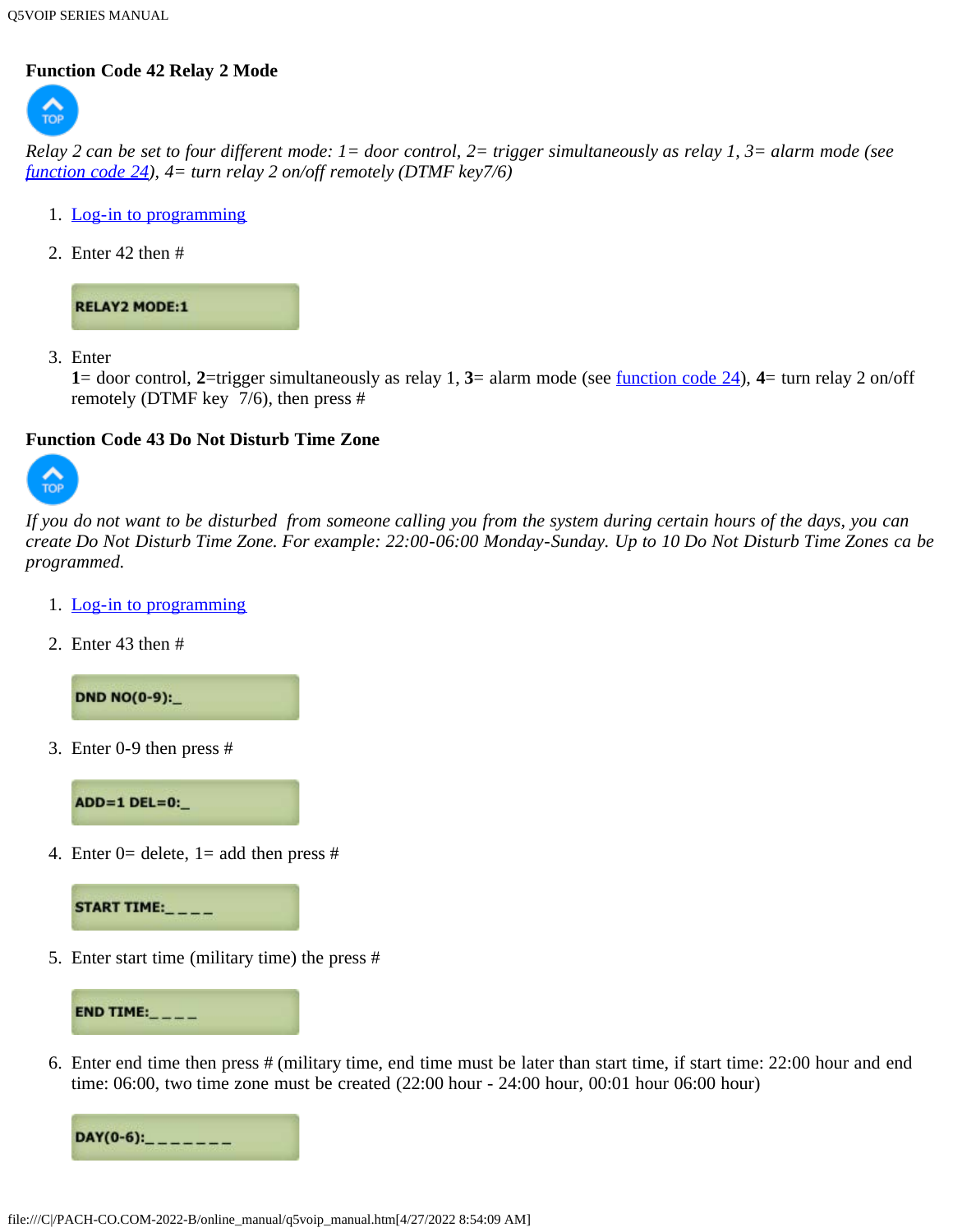### Function Code 42 Relay 2 Mode

*Relay 2 can be set to four different mode: 1= door control, 2= trigger simultaneously as relay 1, 3= alarm mode (see [function code 24](#)), 4= turn relay 2 on/off remotely (DTMF key7/6)*

1. [Log-in to programming](#)
2. Enter 42 then #

   ```
   RELAY2 MODE:1
   ```

3. Enter
   **1**= door control, **2**=trigger simultaneously as relay 1, **3**= alarm mode (see [function code 24](#)), **4**= turn relay 2 on/off remotely (DTMF key 7/6), then press #

### Function Code 43 Do Not Disturb Time Zone

*If you do not want to be disturbed from someone calling you from the system during certain hours of the days, you can create Do Not Disturb Time Zone. For example: 22:00-06:00 Monday-Sunday. Up to 10 Do Not Disturb Time Zones ca be programmed.*

1. [Log-in to programming](#)
2. Enter 43 then #

   ```
   DND NO(0-9):_
   ```

3. Enter 0-9 then press #

   ```
   ADD=1 DEL=0:_
   ```

4. Enter 0= delete, 1= add then press #

   ```
   START TIME:_ _ _ _
   ```

5. Enter start time (military time) the press #

   ```
   END TIME:_ _ _ _
   ```

6. Enter end time then press # (military time, end time must be later than start time, if start time: 22:00 hour and end time: 06:00, two time zone must be created (22:00 hour - 24:00 hour, 00:01 hour 06:00 hour)

   ```
   DAY(0-6):_ _ _ _ _ _ _
   ```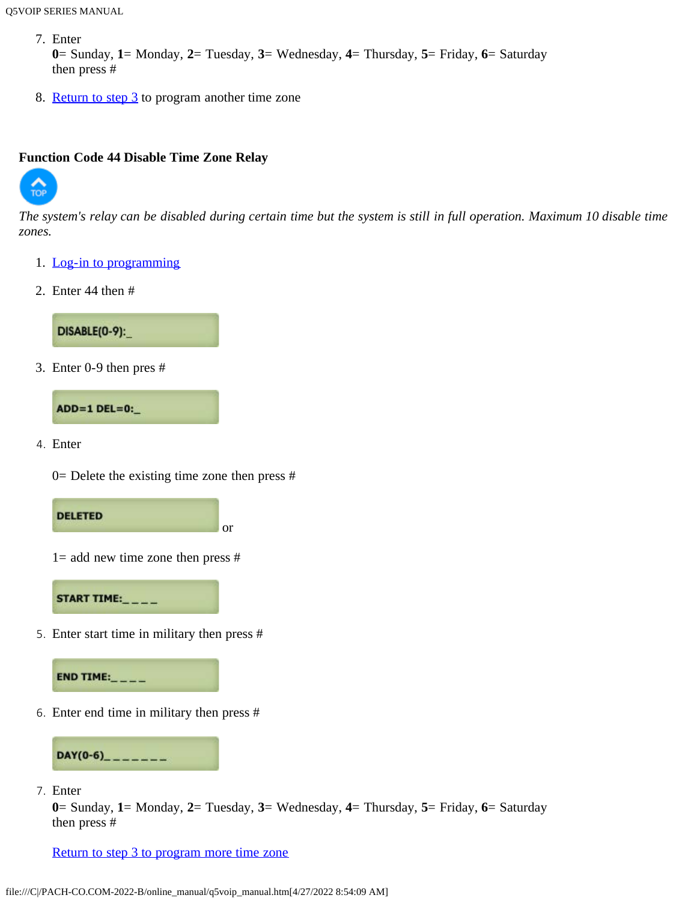7. Enter
   **0**= Sunday, **1**= Monday, **2**= Tuesday, **3**= Wednesday, **4**= Thursday, **5**= Friday, **6**= Saturday
   then press #

8. Return to step 3 to program another time zone

**Function Code 44 Disable Time Zone Relay**

TOP

*The system's relay can be disabled during certain time but the system is still in full operation. Maximum 10 disable time zones.*

1. Log-in to programming

2. Enter 44 then #

   DISABLE(0-9):_

3. Enter 0-9 then pres #

   ADD=1 DEL=0:_

4. Enter

   0= Delete the existing time zone then press #

   DELETED

   or

   1= add new time zone then press #

   START TIME:_ _ _ _

5. Enter start time in military then press #

   END TIME:_ _ _ _

6. Enter end time in military then press #

   DAY(0-6)_ _ _ _ _ _ _

7. Enter
   **0**= Sunday, **1**= Monday, **2**= Tuesday, **3**= Wednesday, **4**= Thursday, **5**= Friday, **6**= Saturday
   then press #

   Return to step 3 to program more time zone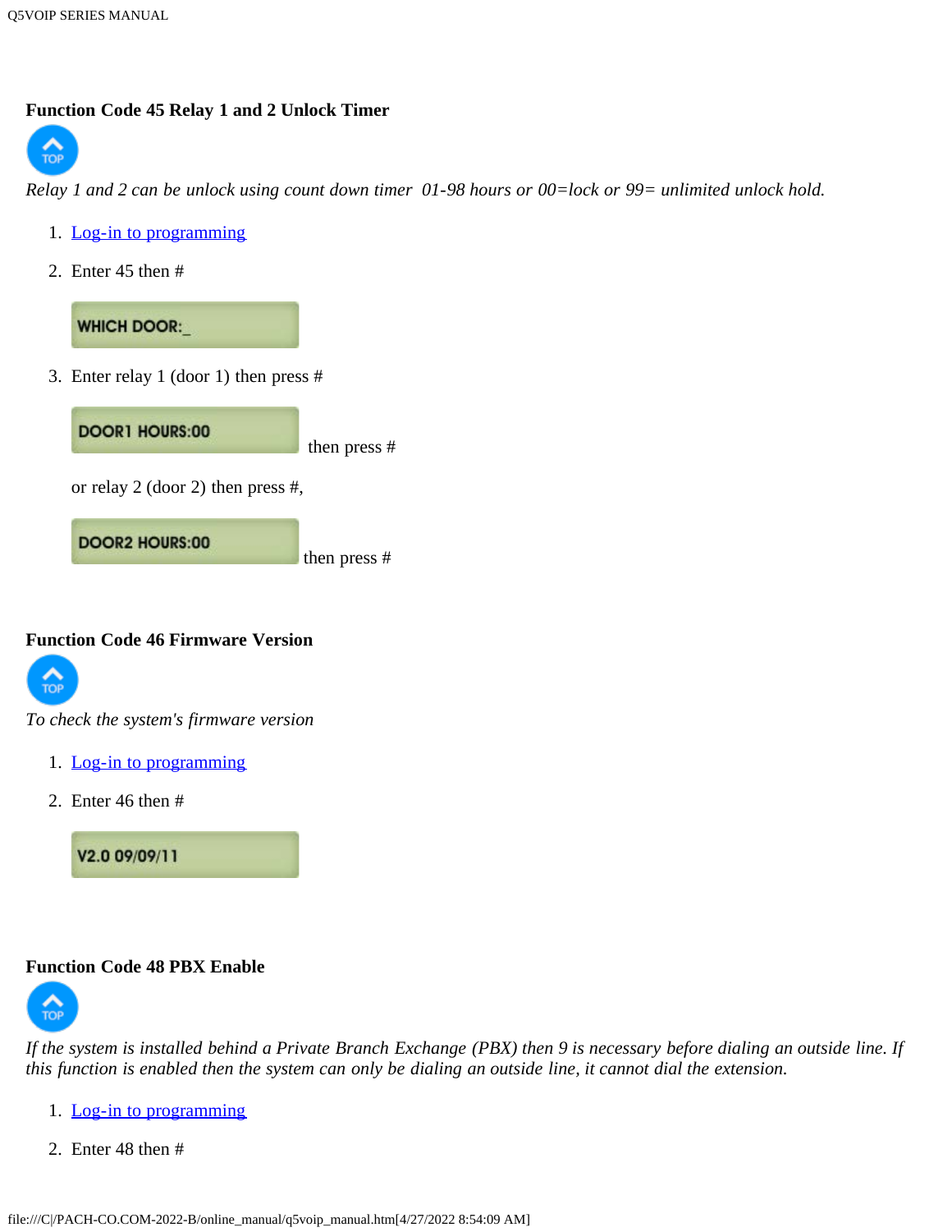### Function Code 45 Relay 1 and 2 Unlock Timer

*Relay 1 and 2 can be unlock using count down timer 01-98 hours or 00=lock or 99= unlimited unlock hold.*

1. Log-in to programming
2. Enter 45 then #

   WHICH DOOR:_

3. Enter relay 1 (door 1) then press #

   DOOR1 HOURS:00 then press #

   or relay 2 (door 2) then press #,

   DOOR2 HOURS:00 then press #

### Function Code 46 Firmware Version

*To check the system's firmware version*

1. Log-in to programming
2. Enter 46 then #

   V2.0 09/09/11

### Function Code 48 PBX Enable

*If the system is installed behind a Private Branch Exchange (PBX) then 9 is necessary before dialing an outside line. If this function is enabled then the system can only be dialing an outside line, it cannot dial the extension.*

1. Log-in to programming
2. Enter 48 then #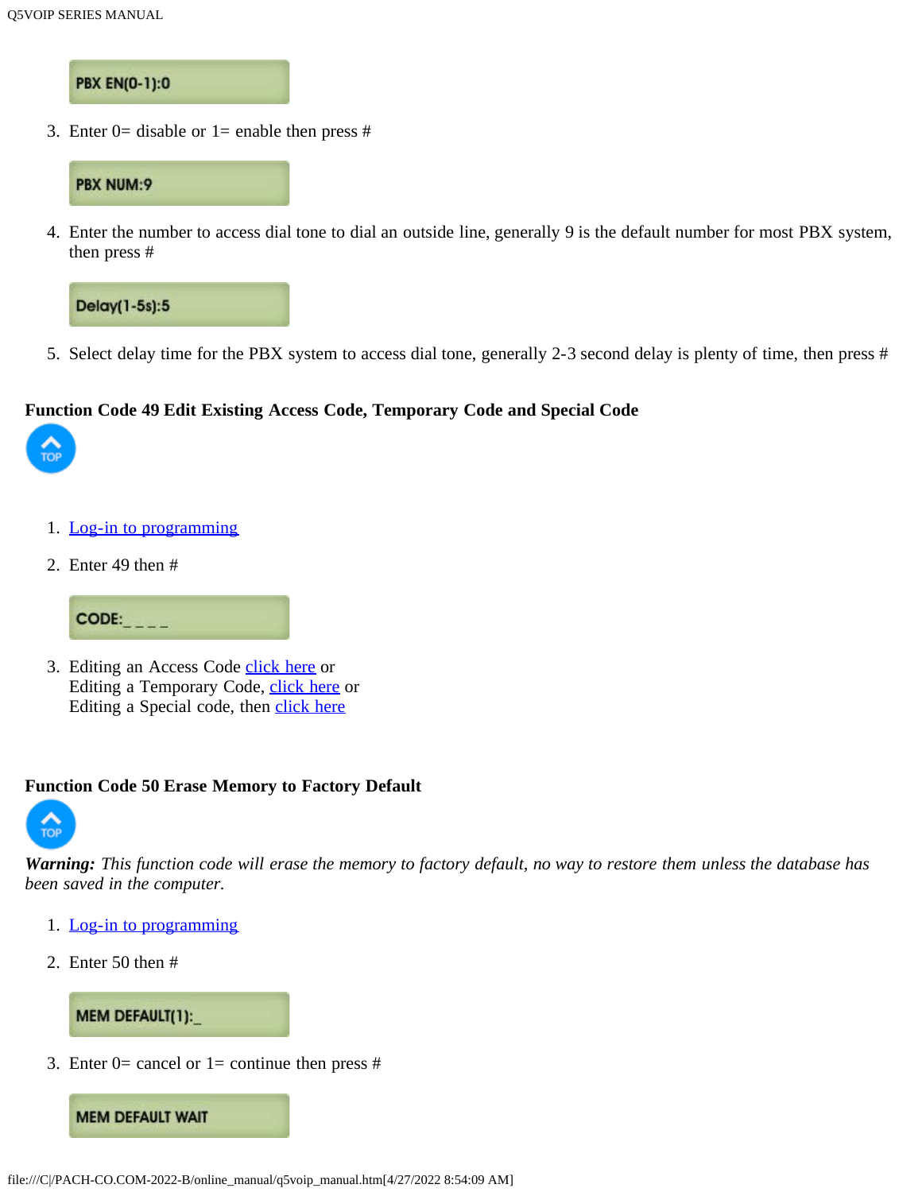PBX EN(0-1):0

3. Enter 0= disable or 1= enable then press #

PBX NUM:9

4. Enter the number to access dial tone to dial an outside line, generally 9 is the default number for most PBX system, then press #

Delay(1-5s):5

5. Select delay time for the PBX system to access dial tone, generally 2-3 second delay is plenty of time, then press #

### Function Code 49 Edit Existing Access Code, Temporary Code and Special Code

TOP

1. Log-in to programming
2. Enter 49 then #

CODE:_ _ _ _

3. Editing an Access Code click here or
   Editing a Temporary Code, click here or
   Editing a Special code, then click here

### Function Code 50 Erase Memory to Factory Default

TOP

***Warning:*** *This function code will erase the memory to factory default, no way to restore them unless the database has been saved in the computer.*

1. Log-in to programming
2. Enter 50 then #

MEM DEFAULT(1):_

3. Enter 0= cancel or 1= continue then press #

MEM DEFAULT WAIT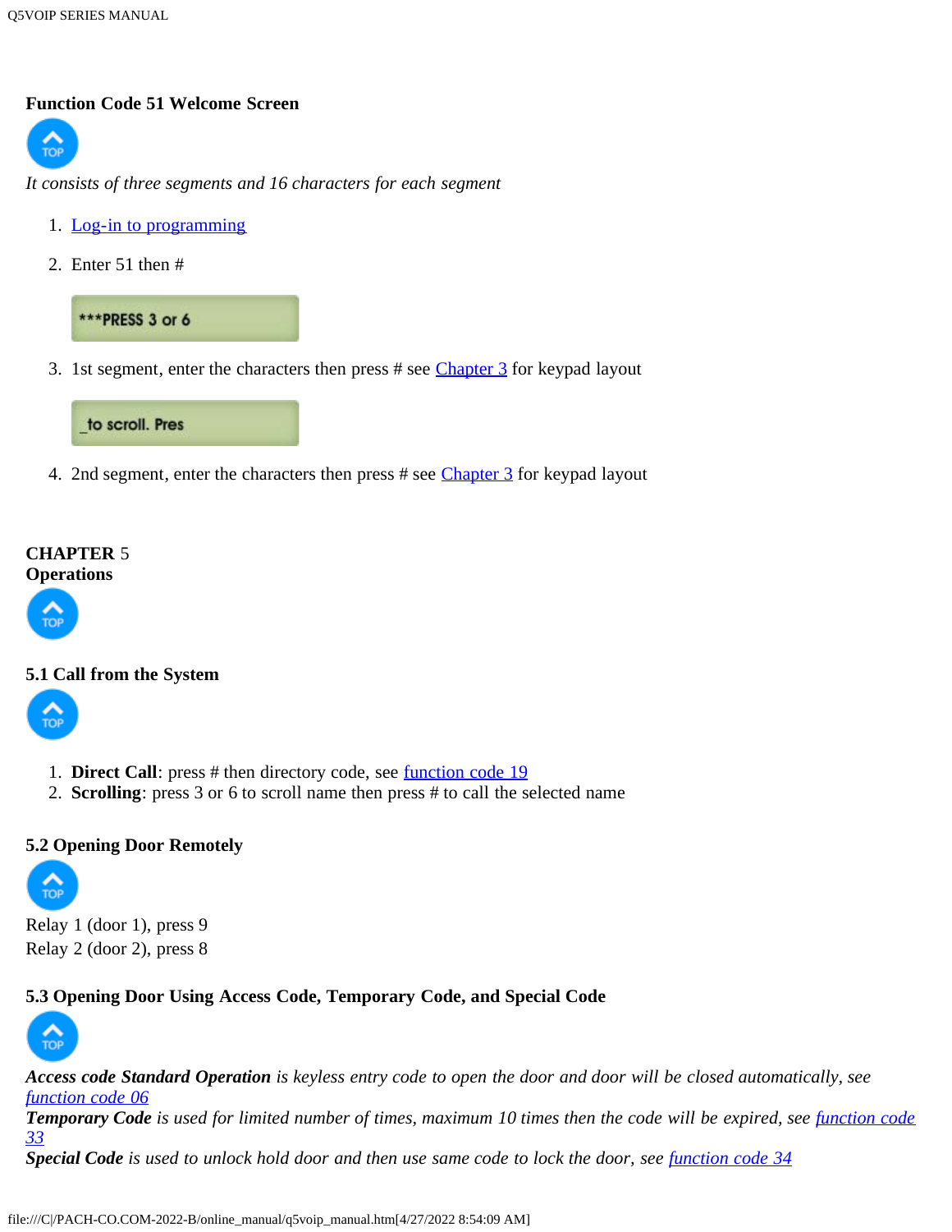### Function Code 51 Welcome Screen

*It consists of three segments and 16 characters for each segment*

1. Log-in to programming
2. Enter 51 then #

   ***PRESS 3 or 6

3. 1st segment, enter the characters then press # see Chapter 3 for keypad layout

   _to scroll. Pres

4. 2nd segment, enter the characters then press # see Chapter 3 for keypad layout

## CHAPTER 5
## Operations

### 5.1 Call from the System

1. **Direct Call**: press # then directory code, see function code 19
2. **Scrolling**: press 3 or 6 to scroll name then press # to call the selected name

### 5.2 Opening Door Remotely

Relay 1 (door 1), press 9
Relay 2 (door 2), press 8

### 5.3 Opening Door Using Access Code, Temporary Code, and Special Code

***Access code Standard Operation** is keyless entry code to open the door and door will be closed automatically, see function code 06*
***Temporary Code** is used for limited number of times, maximum 10 times then the code will be expired, see function code 33*
***Special Code** is used to unlock hold door and then use same code to lock the door, see function code 34*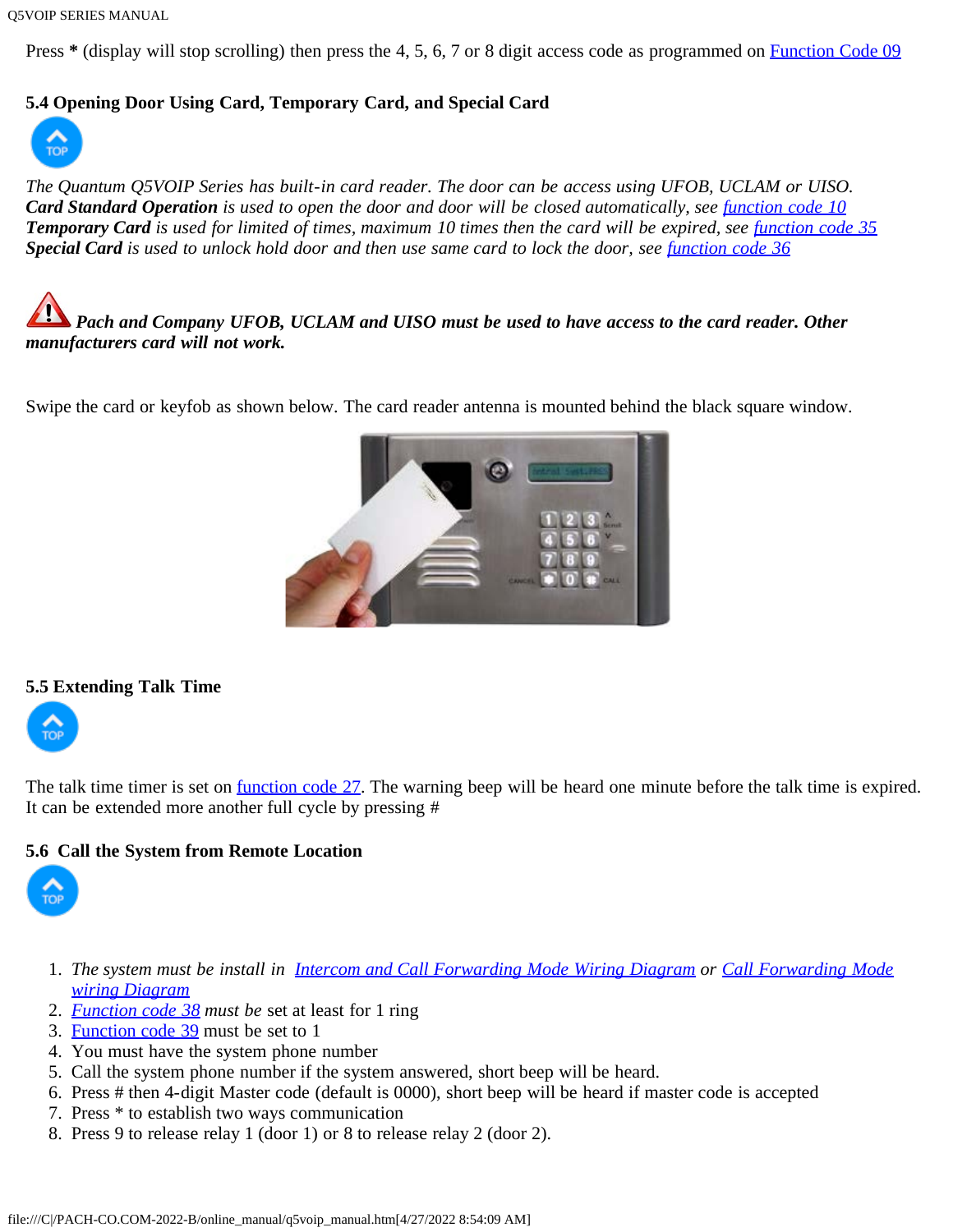Press * (display will stop scrolling) then press the 4, 5, 6, 7 or 8 digit access code as programmed on Function Code 09

### 5.4 Opening Door Using Card, Temporary Card, and Special Card

*The Quantum Q5VOIP Series has built-in card reader. The door can be access using UFOB, UCLAM or UISO.*
***Card Standard Operation*** *is used to open the door and door will be closed automatically, see function code 10*
***Temporary Card*** *is used for limited of times, maximum 10 times then the card will be expired, see function code 35*
***Special Card*** *is used to unlock hold door and then use same card to lock the door, see function code 36*

***Pach and Company UFOB, UCLAM and UISO must be used to have access to the card reader. Other manufacturers card will not work.***

Swipe the card or keyfob as shown below. The card reader antenna is mounted behind the black square window.

### 5.5 Extending Talk Time

The talk time timer is set on function code 27. The warning beep will be heard one minute before the talk time is expired. It can be extended more another full cycle by pressing #

### 5.6 Call the System from Remote Location

1. *The system must be install in Intercom and Call Forwarding Mode Wiring Diagram or Call Forwarding Mode wiring Diagram*
2. *Function code 38 must be* set at least for 1 ring
3. Function code 39 must be set to 1
4. You must have the system phone number
5. Call the system phone number if the system answered, short beep will be heard.
6. Press # then 4-digit Master code (default is 0000), short beep will be heard if master code is accepted
7. Press * to establish two ways communication
8. Press 9 to release relay 1 (door 1) or 8 to release relay 2 (door 2).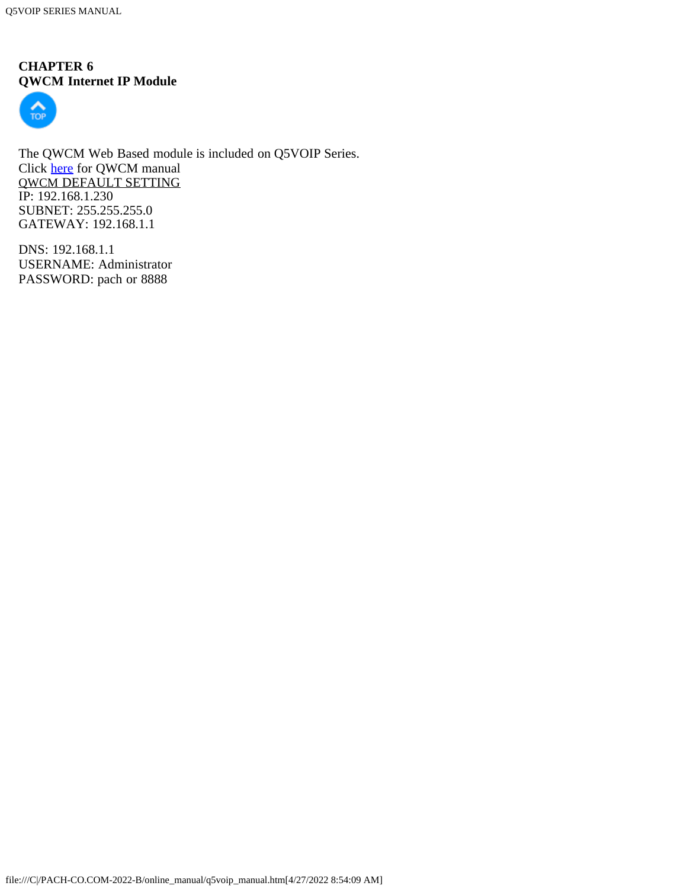**CHAPTER 6**
**QWCM Internet IP Module**

The QWCM Web Based module is included on Q5VOIP Series.
Click here for QWCM manual

QWCM DEFAULT SETTING

IP: 192.168.1.230
SUBNET: 255.255.255.0
GATEWAY: 192.168.1.1

DNS: 192.168.1.1
USERNAME: Administrator
PASSWORD: pach or 8888